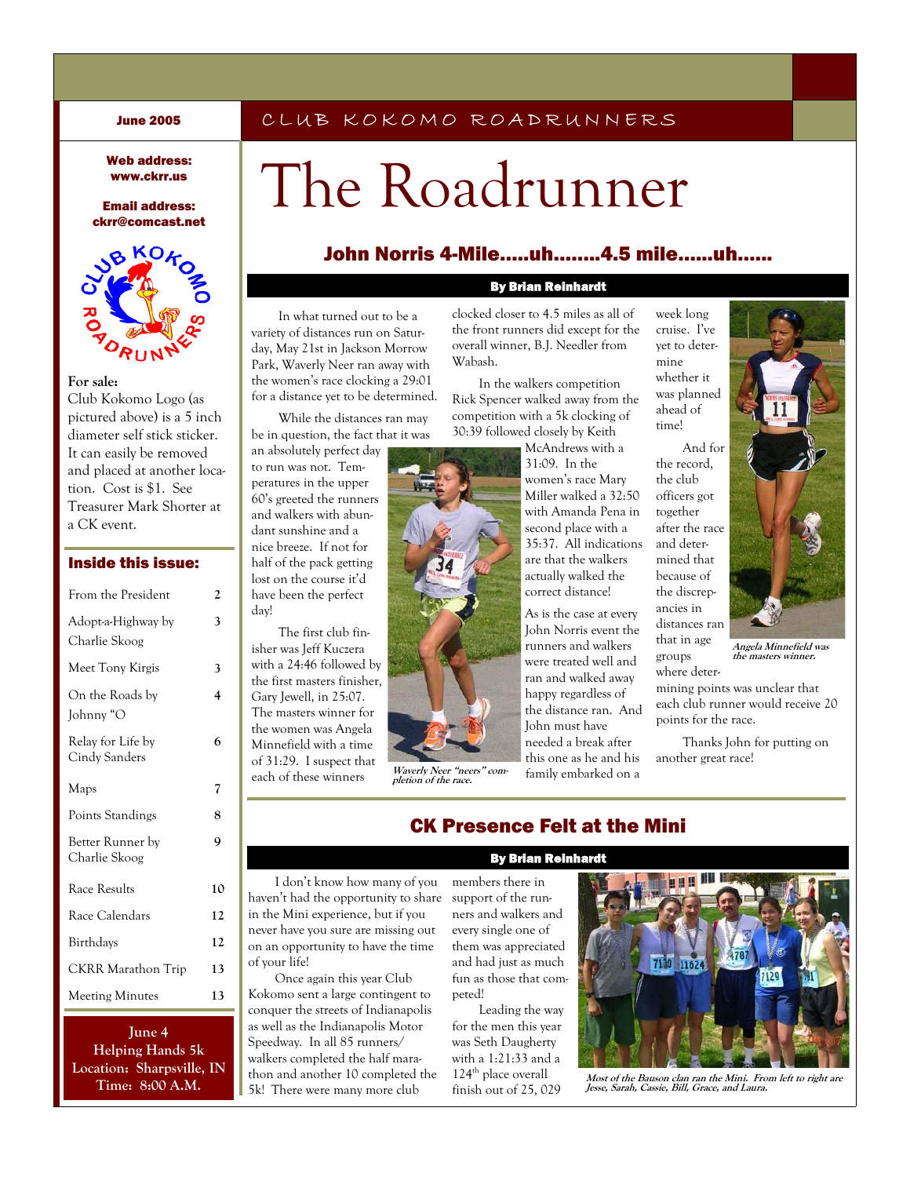June 2005

CLUB KOKOMO ROADRUNNERS

# The Roadrunner

**Web address: www.ckrr.us**

**Email address: ckrr@comcast.net**

**For sale:**
Club Kokomo Logo (as pictured above) is a 5 inch diameter self stick sticker. It can easily be removed and placed at another location. Cost is $1. See Treasurer Mark Shorter at a CK event.

### Inside this issue:

| | |
|---|---|
| From the President | 2 |
| Adopt-a-Highway by Charlie Skoog | 3 |
| Meet Tony Kirgis | 3 |
| On the Roads by Johnny "O | 4 |
| Relay for Life by Cindy Sanders | 6 |
| Maps | 7 |
| Points Standings | 8 |
| Better Runner by Charlie Skoog | 9 |
| Race Results | 10 |
| Race Calendars | 12 |
| Birthdays | 12 |
| CKRR Marathon Trip | 13 |
| Meeting Minutes | 13 |

**June 4**
**Helping Hands 5k**
**Location: Sharpsville, IN**
**Time: 8:00 A.M.**

## John Norris 4-Mile.....uh........4.5 mile......uh......

**By Brian Reinhardt**

In what turned out to be a variety of distances run on Saturday, May 21st in Jackson Morrow Park, Waverly Neer ran away with the women's race clocking a 29:01 for a distance yet to be determined.

While the distances ran may be in question, the fact that it was an absolutely perfect day to run was not. Temperatures in the upper 60's greeted the runners and walkers with abundant sunshine and a nice breeze. If not for half of the pack getting lost on the course it'd have been the perfect day!

The first club finisher was Jeff Kuczera with a 24:46 followed by the first masters finisher, Gary Jewell, in 25:07. The masters winner for the women was Angela Minnefield with a time of 31:29. I suspect that each of these winners clocked closer to 4.5 miles as all of the front runners did except for the overall winner, B.J. Needler from Wabash.

In the walkers competition Rick Spencer walked away from the competition with a 5k clocking of 30:39 followed closely by Keith McAndrews with a 31:09. In the women's race Mary Miller walked a 32:50 with Amanda Pena in second place with a 35:37. All indications are that the walkers actually walked the correct distance!

*Waverly Neer "neers" completion of the race.*

As is the case at every John Norris event the runners and walkers were treated well and ran and walked away happy regardless of the distance ran. And John must have needed a break after this one as he and his family embarked on a week long cruise. I've yet to determine whether it was planned ahead of time!

And for the record, the club officers got together after the race and determined that because of the discrepancies in distances ran that in age groups where determining points was unclear that each club runner would receive 20 points for the race.

*Angela Minnefield was the masters winner.*

Thanks John for putting on another great race!

## CK Presence Felt at the Mini

**By Brian Reinhardt**

I don't know how many of you haven't had the opportunity to share in the Mini experience, but if you never have you sure are missing out on an opportunity to have the time of your life!

Once again this year Club Kokomo sent a large contingent to conquer the streets of Indianapolis as well as the Indianapolis Motor Speedway. In all 85 runners/walkers completed the half marathon and another 10 completed the 5k! There were many more club members there in support of the runners and walkers and every single one of them was appreciated and had just as much fun as those that competed!

Leading the way for the men this year was Seth Daugherty with a 1:21:33 and a 124th place overall finish out of 25, 029

*Most of the Bauson clan ran the Mini. From left to right are Jesse, Sarah, Cassie, Bill, Grace, and Laura.*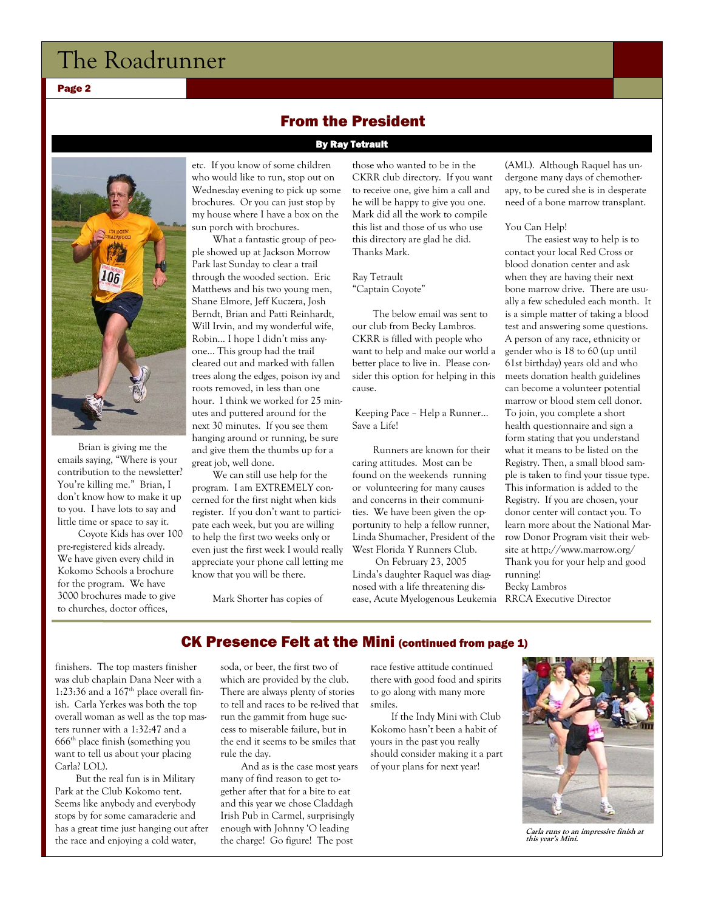## From the President

**By Ray Tetrault**

Brian is giving me the emails saying, "Where is your contribution to the newsletter? You're killing me." Brian, I don't know how to make it up to you. I have lots to say and little time or space to say it.

Coyote Kids has over 100 pre-registered kids already. We have given every child in Kokomo Schools a brochure for the program. We have 3000 brochures made to give to churches, doctor offices, etc. If you know of some children who would like to run, stop out on Wednesday evening to pick up some brochures. Or you can just stop by my house where I have a box on the sun porch with brochures.

What a fantastic group of people showed up at Jackson Morrow Park last Sunday to clear a trail through the wooded section. Eric Matthews and his two young men, Shane Elmore, Jeff Kuczera, Josh Berndt, Brian and Patti Reinhardt, Will Irvin, and my wonderful wife, Robin… I hope I didn't miss anyone… This group had the trail cleared out and marked with fallen trees along the edges, poison ivy and roots removed, in less than one hour. I think we worked for 25 minutes and puttered around for the next 30 minutes. If you see them hanging around or running, be sure and give them the thumbs up for a great job, well done.

We can still use help for the program. I am EXTREMELY concerned for the first night when kids register. If you don't want to participate each week, but you are willing to help the first two weeks only or even just the first week I would really appreciate your phone call letting me know that you will be there.

Mark Shorter has copies of those who wanted to be in the CKRR club directory. If you want to receive one, give him a call and he will be happy to give you one. Mark did all the work to compile this list and those of us who use this directory are glad he did. Thanks Mark.

Ray Tetrault
"Captain Coyote"

The below email was sent to our club from Becky Lambros. CKRR is filled with people who want to help and make our world a better place to live in. Please consider this option for helping in this cause.

Keeping Pace – Help a Runner… Save a Life!

Runners are known for their caring attitudes. Most can be found on the weekends running or volunteering for many causes and concerns in their communities. We have been given the opportunity to help a fellow runner, Linda Shumacher, President of the West Florida Y Runners Club.

On February 23, 2005 Linda's daughter Raquel was diagnosed with a life threatening disease, Acute Myelogenous Leukemia (AML). Although Raquel has undergone many days of chemotherapy, to be cured she is in desperate need of a bone marrow transplant.

You Can Help!

The easiest way to help is to contact your local Red Cross or blood donation center and ask when they are having their next bone marrow drive. There are usually a few scheduled each month. It is a simple matter of taking a blood test and answering some questions. A person of any race, ethnicity or gender who is 18 to 60 (up until 61st birthday) years old and who meets donation health guidelines can become a volunteer potential marrow or blood stem cell donor. To join, you complete a short health questionnaire and sign a form stating that you understand what it means to be listed on the Registry. Then, a small blood sample is taken to find your tissue type. This information is added to the Registry. If you are chosen, your donor center will contact you. To learn more about the National Marrow Donor Program visit their website at http://www.marrow.org/

Thank you for your help and good running!
Becky Lambros
RRCA Executive Director

## CK Presence Felt at the Mini (continued from page 1)

finishers. The top masters finisher was club chaplain Dana Neer with a 1:23:36 and a 167th place overall finish. Carla Yerkes was both the top overall woman as well as the top masters runner with a 1:32:47 and a 666th place finish (something you want to tell us about your placing Carla? LOL).

But the real fun is in Military Park at the Club Kokomo tent. Seems like anybody and everybody stops by for some camaraderie and has a great time just hanging out after the race and enjoying a cold water, soda, or beer, the first two of which are provided by the club. There are always plenty of stories to tell and races to be re-lived that run the gammit from huge success to miserable failure, but in the end it seems to be smiles that rule the day.

And as is the case most years many of find reason to get together after that for a bite to eat and this year we chose Claddagh Irish Pub in Carmel, surprisingly enough with Johnny 'O leading the charge! Go figure! The post race festive attitude continued there with good food and spirits to go along with many more smiles.

If the Indy Mini with Club Kokomo hasn't been a habit of yours in the past you really should consider making it a part of your plans for next year!

*Carla runs to an impressive finish at this year's Mini.*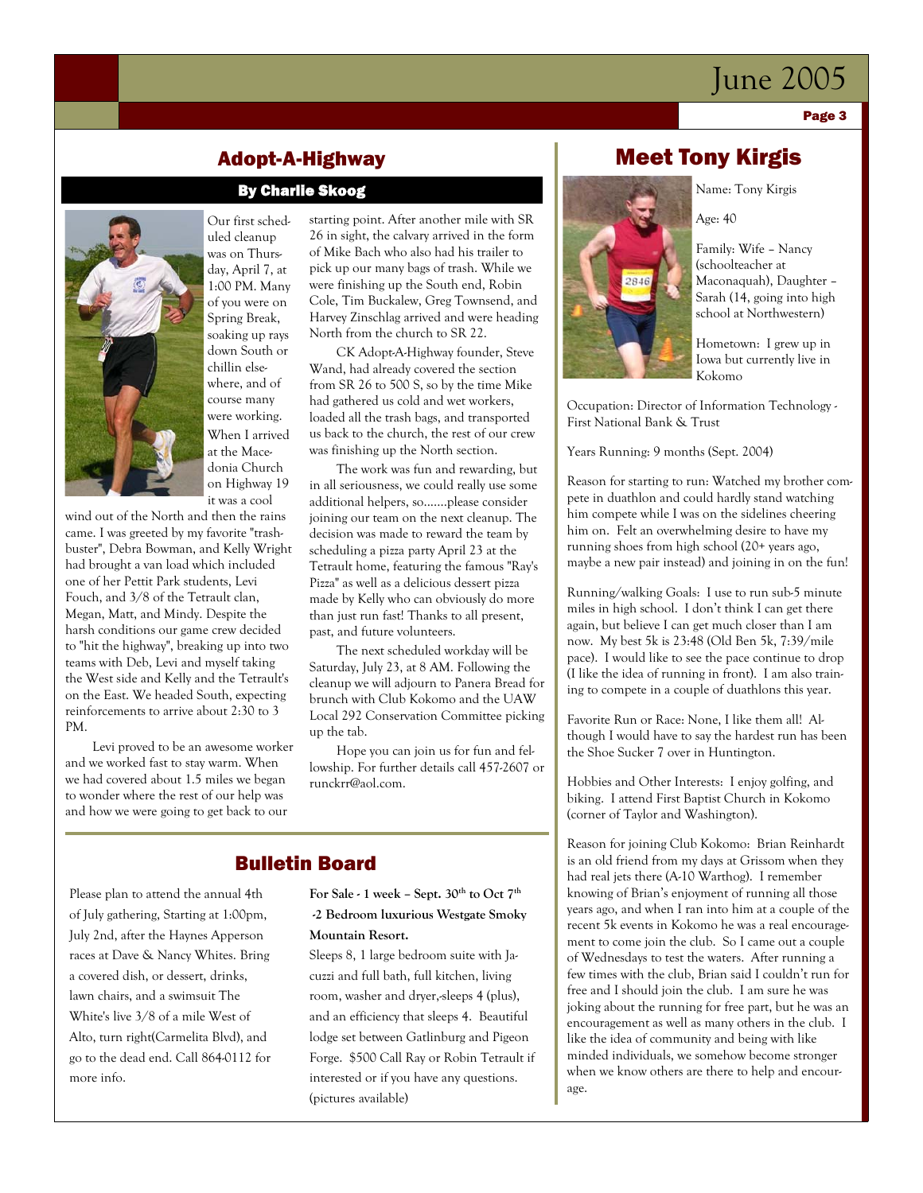## Adopt-A-Highway

**By Charlie Skoog**

Our first scheduled cleanup was on Thursday, April 7, at 1:00 PM. Many of you were on Spring Break, soaking up rays down South or chillin elsewhere, and of course many were working. When I arrived at the Macedonia Church on Highway 19 it was a cool wind out of the North and then the rains came. I was greeted by my favorite "trash-buster", Debra Bowman, and Kelly Wright had brought a van load which included one of her Pettit Park students, Levi Fouch, and 3/8 of the Tetrault clan, Megan, Matt, and Mindy. Despite the harsh conditions our game crew decided to "hit the highway", breaking up into two teams with Deb, Levi and myself taking the West side and Kelly and the Tetrault's on the East. We headed South, expecting reinforcements to arrive about 2:30 to 3 PM.

Levi proved to be an awesome worker and we worked fast to stay warm. When we had covered about 1.5 miles we began to wonder where the rest of our help was and how we were going to get back to our starting point. After another mile with SR 26 in sight, the calvary arrived in the form of Mike Bach who also had his trailer to pick up our many bags of trash. While we were finishing up the South end, Robin Cole, Tim Buckalew, Greg Townsend, and Harvey Zinschlag arrived and were heading North from the church to SR 22.

CK Adopt-A-Highway founder, Steve Wand, had already covered the section from SR 26 to 500 S, so by the time Mike had gathered us cold and wet workers, loaded all the trash bags, and transported us back to the church, the rest of our crew was finishing up the North section.

The work was fun and rewarding, but in all seriousness, we could really use some additional helpers, so.......please consider joining our team on the next cleanup. The decision was made to reward the team by scheduling a pizza party April 23 at the Tetrault home, featuring the famous "Ray's Pizza" as well as a delicious dessert pizza made by Kelly who can obviously do more than just run fast! Thanks to all present, past, and future volunteers.

The next scheduled workday will be Saturday, July 23, at 8 AM. Following the cleanup we will adjourn to Panera Bread for brunch with Club Kokomo and the UAW Local 292 Conservation Committee picking up the tab.

Hope you can join us for fun and fellowship. For further details call 457-2607 or runckrr@aol.com.

## Bulletin Board

Please plan to attend the annual 4th of July gathering, Starting at 1:00pm, July 2nd, after the Haynes Apperson races at Dave & Nancy Whites. Bring a covered dish, or dessert, drinks, lawn chairs, and a swimsuit The White's live 3/8 of a mile West of Alto, turn right(Carmelita Blvd), and go to the dead end. Call 864-0112 for more info.

**For Sale - 1 week – Sept. 30th to Oct 7th -2 Bedroom luxurious Westgate Smoky Mountain Resort.**

Sleeps 8, 1 large bedroom suite with Jacuzzi and full bath, full kitchen, living room, washer and dryer,-sleeps 4 (plus), and an efficiency that sleeps 4. Beautiful lodge set between Gatlinburg and Pigeon Forge. $500 Call Ray or Robin Tetrault if interested or if you have any questions. (pictures available)

## Meet Tony Kirgis

Name: Tony Kirgis

Age: 40

Family: Wife – Nancy (schoolteacher at Maconaquah), Daughter – Sarah (14, going into high school at Northwestern)

Hometown: I grew up in Iowa but currently live in Kokomo

Occupation: Director of Information Technology - First National Bank & Trust

Years Running: 9 months (Sept. 2004)

Reason for starting to run: Watched my brother compete in duathlon and could hardly stand watching him compete while I was on the sidelines cheering him on. Felt an overwhelming desire to have my running shoes from high school (20+ years ago, maybe a new pair instead) and joining in on the fun!

Running/walking Goals: I use to run sub-5 minute miles in high school. I don't think I can get there again, but believe I can get much closer than I am now. My best 5k is 23:48 (Old Ben 5k, 7:39/mile pace). I would like to see the pace continue to drop (I like the idea of running in front). I am also training to compete in a couple of duathlons this year.

Favorite Run or Race: None, I like them all! Although I would have to say the hardest run has been the Shoe Sucker 7 over in Huntington.

Hobbies and Other Interests: I enjoy golfing, and biking. I attend First Baptist Church in Kokomo (corner of Taylor and Washington).

Reason for joining Club Kokomo: Brian Reinhardt is an old friend from my days at Grissom when they had real jets there (A-10 Warthog). I remember knowing of Brian's enjoyment of running all those years ago, and when I ran into him at a couple of the recent 5k events in Kokomo he was a real encouragement to come join the club. So I came out a couple of Wednesdays to test the waters. After running a few times with the club, Brian said I couldn't run for free and I should join the club. I am sure he was joking about the running for free part, but he was an encouragement as well as many others in the club. I like the idea of community and being with like minded individuals, we somehow become stronger when we know others are there to help and encourage.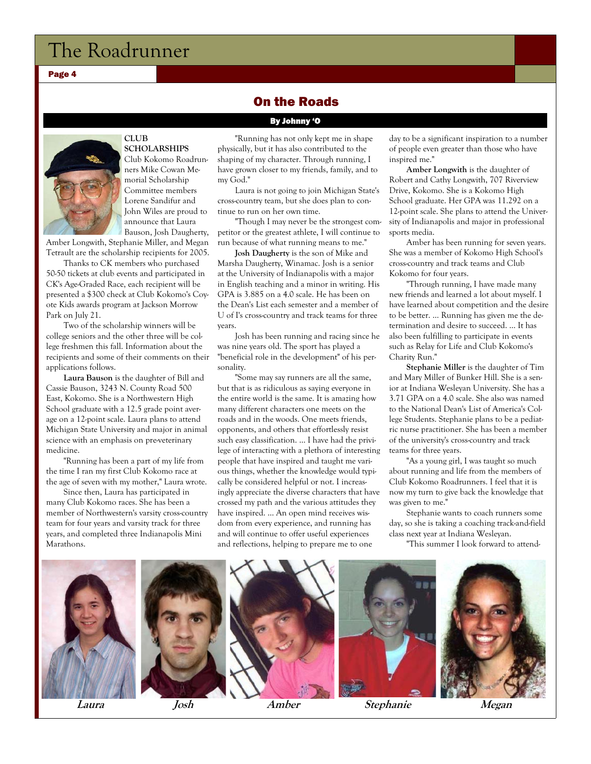## On the Roads

**By Johnny 'O**

**CLUB SCHOLARSHIPS** Club Kokomo Roadrunners Mike Cowan Memorial Scholarship Committee members Lorene Sandifur and John Wiles are proud to announce that Laura Bauson, Josh Daugherty, Amber Longwith, Stephanie Miller, and Megan Tetrault are the scholarship recipients for 2005.

Thanks to CK members who purchased 50-50 tickets at club events and participated in CK's Age-Graded Race, each recipient will be presented a $300 check at Club Kokomo's Coyote Kids awards program at Jackson Morrow Park on July 21.

Two of the scholarship winners will be college seniors and the other three will be college freshmen this fall. Information about the recipients and some of their comments on their applications follows.

**Laura Bauson** is the daughter of Bill and Cassie Bauson, 3243 N. County Road 500 East, Kokomo. She is a Northwestern High School graduate with a 12.5 grade point average on a 12-point scale. Laura plans to attend Michigan State University and major in animal science with an emphasis on pre-veterinary medicine.

"Running has been a part of my life from the time I ran my first Club Kokomo race at the age of seven with my mother," Laura wrote.

Since then, Laura has participated in many Club Kokomo races. She has been a member of Northwestern's varsity cross-country team for four years and varsity track for three years, and completed three Indianapolis Mini Marathons.

"Running has not only kept me in shape physically, but it has also contributed to the shaping of my character. Through running, I have grown closer to my friends, family, and to my God."

Laura is not going to join Michigan State's cross-country team, but she does plan to continue to run on her own time.

"Though I may never be the strongest competitor or the greatest athlete, I will continue to run because of what running means to me."

**Josh Daugherty** is the son of Mike and Marsha Daugherty, Winamac. Josh is a senior at the University of Indianapolis with a major in English teaching and a minor in writing. His GPA is 3.885 on a 4.0 scale. He has been on the Dean's List each semester and a member of U of I's cross-country and track teams for three years.

Josh has been running and racing since he was nine years old. The sport has played a "beneficial role in the development" of his personality.

"Some may say runners are all the same, but that is as ridiculous as saying everyone in the entire world is the same. It is amazing how many different characters one meets on the roads and in the woods. One meets friends, opponents, and others that effortlessly resist such easy classification. ... I have had the privilege of interacting with a plethora of interesting people that have inspired and taught me various things, whether the knowledge would typically be considered helpful or not. I increasingly appreciate the diverse characters that have crossed my path and the various attitudes they have inspired. ... An open mind receives wisdom from every experience, and running has and will continue to offer useful experiences and reflections, helping to prepare me to one day to be a significant inspiration to a number of people even greater than those who have inspired me."

**Amber Longwith** is the daughter of Robert and Cathy Longwith, 707 Riverview Drive, Kokomo. She is a Kokomo High School graduate. Her GPA was 11.292 on a 12-point scale. She plans to attend the University of Indianapolis and major in professional sports media.

Amber has been running for seven years. She was a member of Kokomo High School's cross-country and track teams and Club Kokomo for four years.

"Through running, I have made many new friends and learned a lot about myself. I have learned about competition and the desire to be better. ... Running has given me the determination and desire to succeed. ... It has also been fulfilling to participate in events such as Relay for Life and Club Kokomo's Charity Run."

**Stephanie Miller** is the daughter of Tim and Mary Miller of Bunker Hill. She is a senior at Indiana Wesleyan University. She has a 3.71 GPA on a 4.0 scale. She also was named to the National Dean's List of America's College Students. Stephanie plans to be a pediatric nurse practitioner. She has been a member of the university's cross-country and track teams for three years.

"As a young girl, I was taught so much about running and life from the members of Club Kokomo Roadrunners. I feel that it is now my turn to give back the knowledge that was given to me."

Stephanie wants to coach runners some day, so she is taking a coaching track-and-field class next year at Indiana Wesleyan.

"This summer I look forward to attend-

*Laura* *Josh* *Amber* *Stephanie* *Megan*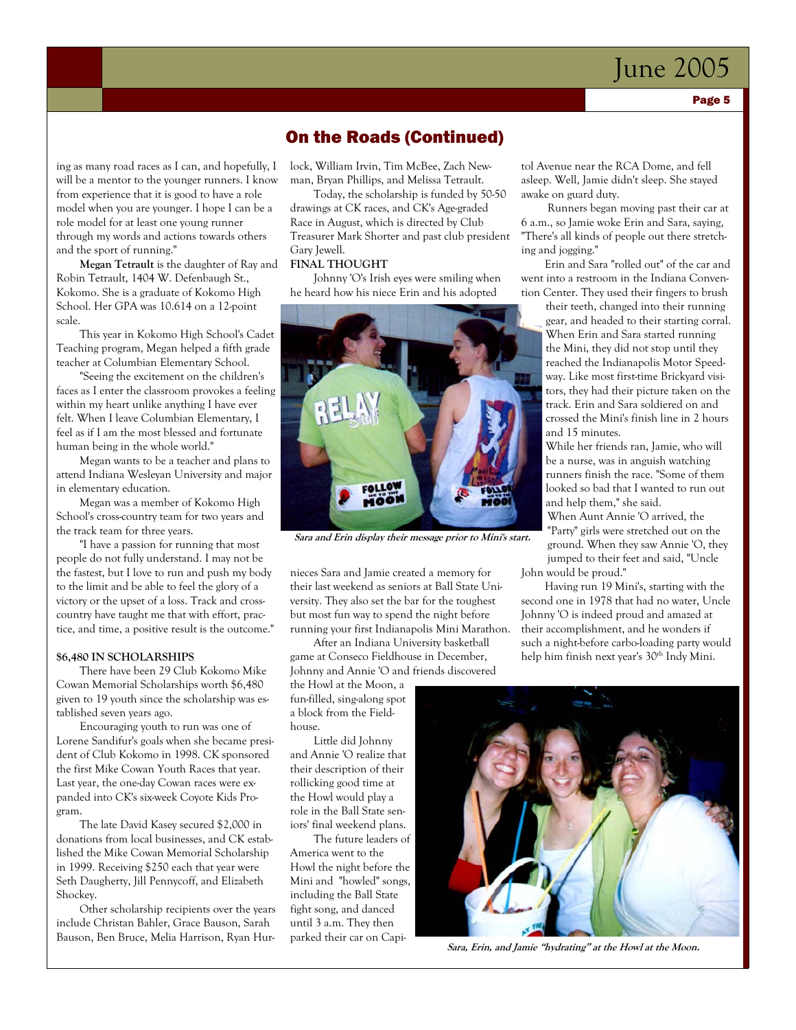## On the Roads (Continued)

ing as many road races as I can, and hopefully, I will be a mentor to the younger runners. I know from experience that it is good to have a role model when you are younger. I hope I can be a role model for at least one young runner through my words and actions towards others and the sport of running."

**Megan Tetrault** is the daughter of Ray and Robin Tetrault, 1404 W. Defenbaugh St., Kokomo. She is a graduate of Kokomo High School. Her GPA was 10.614 on a 12-point scale.

This year in Kokomo High School's Cadet Teaching program, Megan helped a fifth grade teacher at Columbian Elementary School.

"Seeing the excitement on the children's faces as I enter the classroom provokes a feeling within my heart unlike anything I have ever felt. When I leave Columbian Elementary, I feel as if I am the most blessed and fortunate human being in the whole world."

Megan wants to be a teacher and plans to attend Indiana Wesleyan University and major in elementary education.

Megan was a member of Kokomo High School's cross-country team for two years and the track team for three years.

"I have a passion for running that most people do not fully understand. I may not be the fastest, but I love to run and push my body to the limit and be able to feel the glory of a victory or the upset of a loss. Track and cross-country have taught me that with effort, practice, and time, a positive result is the outcome."

**$6,480 IN SCHOLARSHIPS**

There have been 29 Club Kokomo Mike Cowan Memorial Scholarships worth $6,480 given to 19 youth since the scholarship was established seven years ago.

Encouraging youth to run was one of Lorene Sandifur's goals when she became president of Club Kokomo in 1998. CK sponsored the first Mike Cowan Youth Races that year. Last year, the one-day Cowan races were expanded into CK's six-week Coyote Kids Program.

The late David Kasey secured $2,000 in donations from local businesses, and CK established the Mike Cowan Memorial Scholarship in 1999. Receiving $250 each that year were Seth Daugherty, Jill Pennycoff, and Elizabeth Shockey.

Other scholarship recipients over the years include Christan Bahler, Grace Bauson, Sarah Bauson, Ben Bruce, Melia Harrison, Ryan Hurlock, William Irvin, Tim McBee, Zach Newman, Bryan Phillips, and Melissa Tetrault.

Today, the scholarship is funded by 50-50 drawings at CK races, and CK's Age-graded Race in August, which is directed by Club Treasurer Mark Shorter and past club president Gary Jewell.

**FINAL THOUGHT**

Johnny 'O's Irish eyes were smiling when he heard how his niece Erin and his adopted nieces Sara and Jamie created a memory for their last weekend as seniors at Ball State University. They also set the bar for the toughest but most fun way to spend the night before running your first Indianapolis Mini Marathon.

*Sara and Erin display their message prior to Mini's start.*

After an Indiana University basketball game at Conseco Fieldhouse in December, Johnny and Annie 'O and friends discovered the Howl at the Moon, a fun-filled, sing-along spot a block from the Fieldhouse.

Little did Johnny and Annie 'O realize that their description of their rollicking good time at the Howl would play a role in the Ball State seniors' final weekend plans.

The future leaders of America went to the Howl the night before the Mini and "howled" songs, including the Ball State fight song, and danced until 3 a.m. They then parked their car on Capitol Avenue near the RCA Dome, and fell asleep. Well, Jamie didn't sleep. She stayed awake on guard duty.

Runners began moving past their car at 6 a.m., so Jamie woke Erin and Sara, saying, "There's all kinds of people out there stretching and jogging."

Erin and Sara "rolled out" of the car and went into a restroom in the Indiana Convention Center. They used their fingers to brush their teeth, changed into their running gear, and headed to their starting corral. When Erin and Sara started running the Mini, they did not stop until they reached the Indianapolis Motor Speedway. Like most first-time Brickyard visitors, they had their picture taken on the track. Erin and Sara soldiered on and crossed the Mini's finish line in 2 hours and 15 minutes.

While her friends ran, Jamie, who will be a nurse, was in anguish watching runners finish the race. "Some of them looked so bad that I wanted to run out and help them," she said.

When Aunt Annie 'O arrived, the "Party" girls were stretched out on the ground. When they saw Annie 'O, they jumped to their feet and said, "Uncle John would be proud."

Having run 19 Mini's, starting with the second one in 1978 that had no water, Uncle Johnny 'O is indeed proud and amazed at their accomplishment, and he wonders if such a night-before carbo-loading party would help him finish next year's 30th Indy Mini.

*Sara, Erin, and Jamie "hydrating" at the Howl at the Moon.*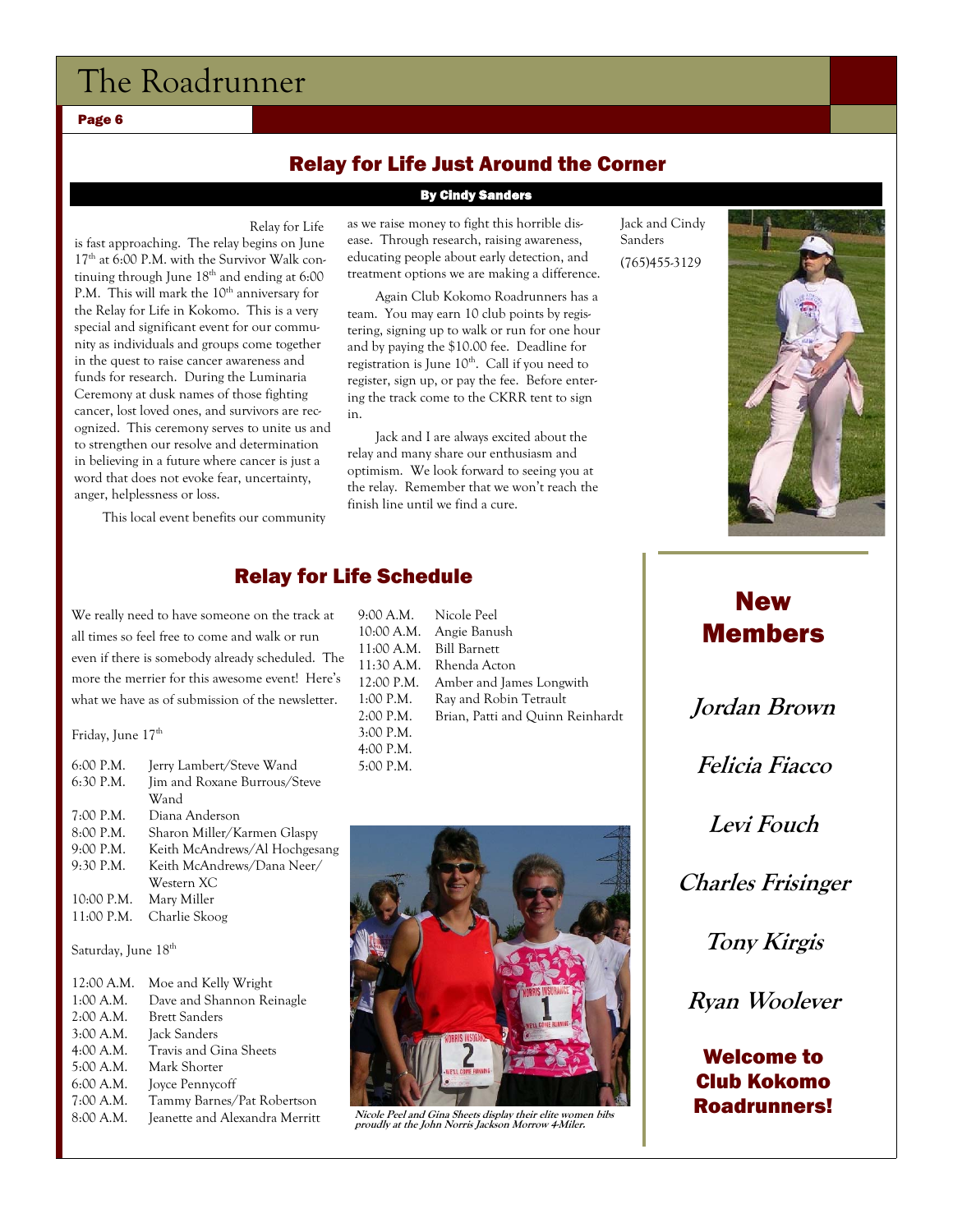## Relay for Life Just Around the Corner

**By Cindy Sanders**

Relay for Life is fast approaching. The relay begins on June 17th at 6:00 P.M. with the Survivor Walk continuing through June 18th and ending at 6:00 P.M. This will mark the 10th anniversary for the Relay for Life in Kokomo. This is a very special and significant event for our community as individuals and groups come together in the quest to raise cancer awareness and funds for research. During the Luminaria Ceremony at dusk names of those fighting cancer, lost loved ones, and survivors are recognized. This ceremony serves to unite us and to strengthen our resolve and determination in believing in a future where cancer is just a word that does not evoke fear, uncertainty, anger, helplessness or loss.

This local event benefits our community as we raise money to fight this horrible disease. Through research, raising awareness, educating people about early detection, and treatment options we are making a difference.

Again Club Kokomo Roadrunners has a team. You may earn 10 club points by registering, signing up to walk or run for one hour and by paying the $10.00 fee. Deadline for registration is June 10th. Call if you need to register, sign up, or pay the fee. Before entering the track come to the CKRR tent to sign in.

Jack and I are always excited about the relay and many share our enthusiasm and optimism. We look forward to seeing you at the relay. Remember that we won't reach the finish line until we find a cure.

Jack and Cindy Sanders

(765)455-3129

## Relay for Life Schedule

We really need to have someone on the track at all times so feel free to come and walk or run even if there is somebody already scheduled. The more the merrier for this awesome event! Here's what we have as of submission of the newsletter.

Friday, June 17th

| Time | Name |
|---|---|
| 6:00 P.M. | Jerry Lambert/Steve Wand |
| 6:30 P.M. | Jim and Roxane Burrous/Steve Wand |
| 7:00 P.M. | Diana Anderson |
| 8:00 P.M. | Sharon Miller/Karmen Glaspy |
| 9:00 P.M. | Keith McAndrews/Al Hochgesang |
| 9:30 P.M. | Keith McAndrews/Dana Neer/ Western XC |
| 10:00 P.M. | Mary Miller |
| 11:00 P.M. | Charlie Skoog |

Saturday, June 18th

| Time | Name |
|---|---|
| 12:00 A.M. | Moe and Kelly Wright |
| 1:00 A.M. | Dave and Shannon Reinagle |
| 2:00 A.M. | Brett Sanders |
| 3:00 A.M. | Jack Sanders |
| 4:00 A.M. | Travis and Gina Sheets |
| 5:00 A.M. | Mark Shorter |
| 6:00 A.M. | Joyce Pennycoff |
| 7:00 A.M. | Tammy Barnes/Pat Robertson |
| 8:00 A.M. | Jeanette and Alexandra Merritt |
| 9:00 A.M. | Nicole Peel |
| 10:00 A.M. | Angie Banush |
| 11:00 A.M. | Bill Barnett |
| 11:30 A.M. | Rhenda Acton |
| 12:00 P.M. | Amber and James Longwith |
| 1:00 P.M. | Ray and Robin Tetrault |
| 2:00 P.M. | Brian, Patti and Quinn Reinhardt |
| 3:00 P.M. | |
| 4:00 P.M. | |
| 5:00 P.M. | |

*Nicole Peel and Gina Sheets display their elite women bibs proudly at the John Norris Jackson Morrow 4-Miler.*

## New Members

*Jordan Brown*

*Felicia Fiacco*

*Levi Fouch*

*Charles Frisinger*

*Tony Kirgis*

*Ryan Woolever*

**Welcome to Club Kokomo Roadrunners!**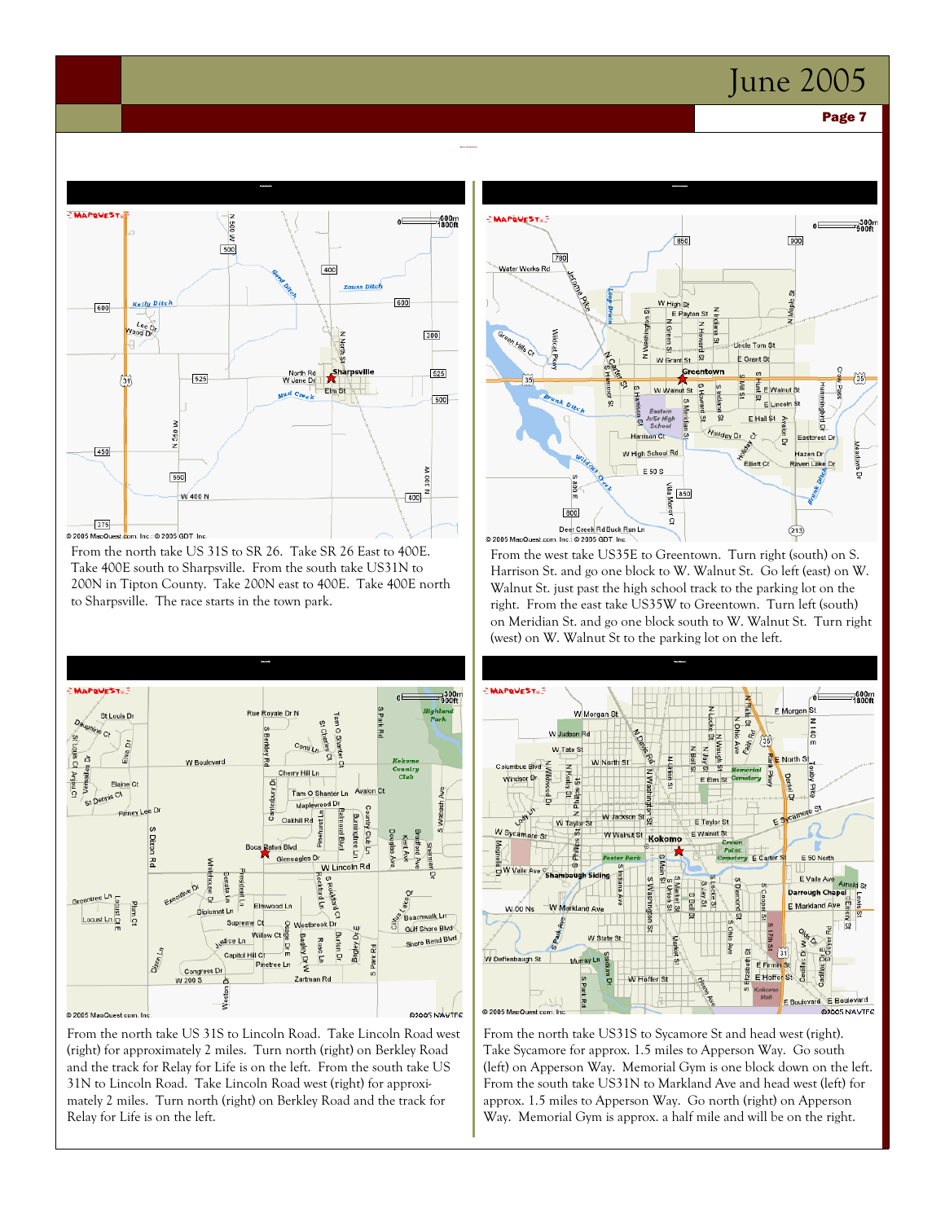From the north take US 31S to SR 26. Take SR 26 East to 400E. Take 400E south to Sharpsville. From the south take US31N to 200N in Tipton County. Take 200N east to 400E. Take 400E north to Sharpsville. The race starts in the town park.

From the west take US35E to Greentown. Turn right (south) on S. Harrison St. and go one block to W. Walnut St. Go left (east) on W. Walnut St. just past the high school track to the parking lot on the right. From the east take US35W to Greentown. Turn left (south) on Meridian St. and go one block south to W. Walnut St. Turn right (west) on W. Walnut St to the parking lot on the left.

From the north take US 31S to Lincoln Road. Take Lincoln Road west (right) for approximately 2 miles. Turn north (right) on Berkley Road and the track for Relay for Life is on the left. From the south take US 31N to Lincoln Road. Take Lincoln Road west (right) for approximately 2 miles. Turn north (right) on Berkley Road and the track for Relay for Life is on the left.

From the north take US31S to Sycamore St and head west (right). Take Sycamore for approx. 1.5 miles to Apperson Way. Go south (left) on Apperson Way. Memorial Gym is one block down on the left. From the south take US31N to Markland Ave and head west (left) for approx. 1.5 miles to Apperson Way. Go north (right) on Apperson Way. Memorial Gym is approx. a half mile and will be on the right.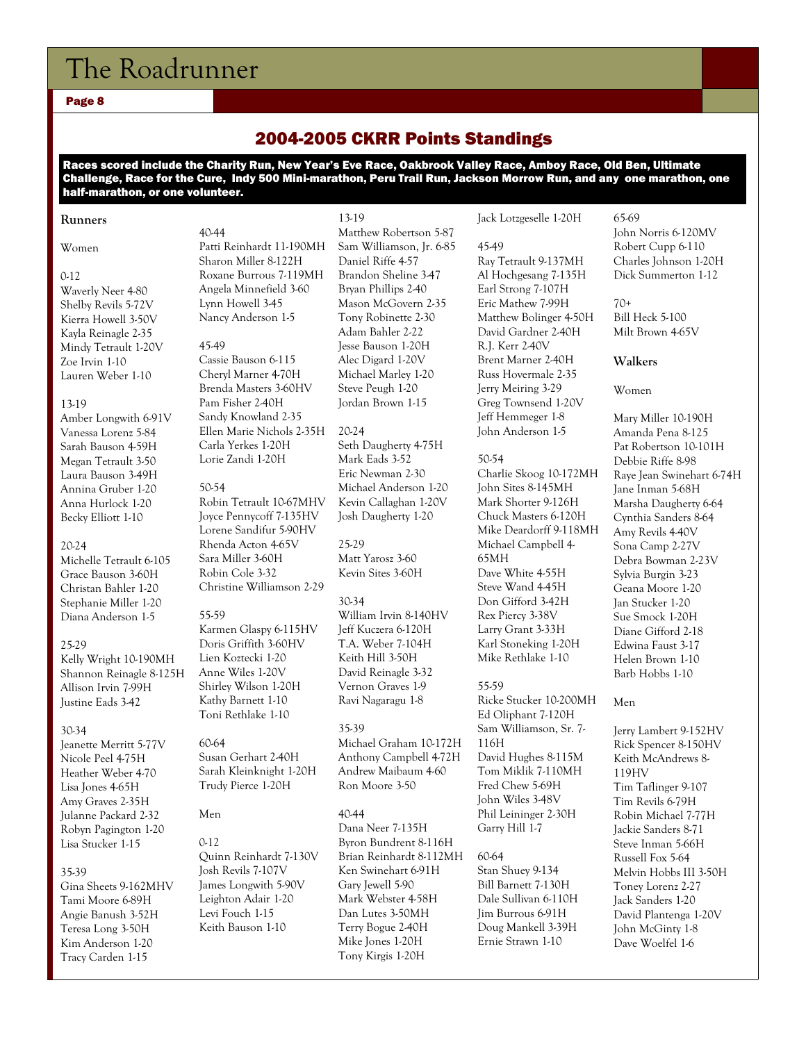## 2004-2005 CKRR Points Standings

**Races scored include the Charity Run, New Year's Eve Race, Oakbrook Valley Race, Amboy Race, Old Ben, Ultimate Challenge, Race for the Cure, Indy 500 Mini-marathon, Peru Trail Run, Jackson Morrow Run, and any one marathon, one half-marathon, or one volunteer.**

### Runners

#### Women

0-12
Waverly Neer 4-80
Shelby Revils 5-72V
Kierra Howell 3-50V
Kayla Reingle 2-35
Mindy Tetrault 1-20V
Zoe Irvin 1-10
Lauren Weber 1-10

13-19
Amber Longwith 6-91V
Vanessa Lorenz 5-84
Sarah Bauson 4-59H
Megan Tetrault 3-50
Laura Bauson 3-49H
Annina Gruber 1-20
Anna Hurlock 1-20
Becky Elliott 1-10

20-24
Michelle Tetrault 6-105
Grace Bauson 3-60H
Christan Bahler 1-20
Stephanie Miller 1-20
Diana Anderson 1-5

25-29
Kelly Wright 10-190MH
Shannon Reinagle 8-125H
Allison Irvin 7-99H
Justine Eads 3-42

30-34
Jeanette Merritt 5-77V
Nicole Peel 4-75H
Heather Weber 4-70
Lisa Jones 4-65H
Amy Graves 2-35H
Julanne Packard 2-32
Robyn Pagington 1-20
Lisa Stucker 1-15

35-39
Gina Sheets 9-162MHV
Tami Moore 6-89H
Angie Banush 3-52H
Teresa Long 3-50H
Kim Anderson 1-20
Tracy Carden 1-15

40-44
Patti Reinhardt 11-190MH
Sharon Miller 8-122H
Roxane Burrous 7-119MH
Angela Minnefield 3-60
Lynn Howell 3-45
Nancy Anderson 1-5

45-49
Cassie Bauson 6-115
Cheryl Marner 4-70H
Brenda Masters 3-60HV
Pam Fisher 2-40H
Sandy Knowland 2-35
Ellen Marie Nichols 2-35H
Carla Yerkes 1-20H
Lorie Zandi 1-20H

50-54
Robin Tetrault 10-67MHV
Joyce Pennycoff 7-135HV
Lorene Sandifur 5-90HV
Rhenda Acton 4-65V
Sara Miller 3-60H
Robin Cole 3-32
Christine Williamson 2-29

55-59
Karmen Glaspy 6-115HV
Doris Griffith 3-60HV
Lien Koztecki 1-20
Anne Wiles 1-20V
Shirley Wilson 1-20H
Kathy Barnett 1-10
Toni Rethlake 1-10

60-64
Susan Gerhart 2-40H
Sarah Kleinknight 1-20H
Trudy Pierce 1-20H

#### Men

0-12
Quinn Reinhardt 7-130V
Josh Revils 7-107V
James Longwith 5-90V
Leighton Adair 1-20
Levi Fouch 1-15
Keith Bauson 1-10

13-19
Matthew Robertson 5-87
Sam Williamson, Jr. 6-85
Daniel Riffe 4-57
Brandon Sheline 3-47
Bryan Phillips 2-40
Mason McGovern 2-35
Tony Robinette 2-30
Adam Bahler 2-22
Jesse Bauson 1-20H
Alec Digard 1-20V
Michael Marley 1-20
Steve Peugh 1-20
Jordan Brown 1-15

20-24
Seth Daugherty 4-75H
Mark Eads 3-52
Eric Newman 2-30
Michael Anderson 1-20
Kevin Callaghan 1-20V
Josh Daugherty 1-20

25-29
Matt Yarosz 3-60
Kevin Sites 3-60H

30-34
William Irvin 8-140HV
Jeff Kuczera 6-120H
T.A. Weber 7-104H
Keith Hill 3-50H
David Reingle 3-32
Vernon Graves 1-9
Ravi Nagaragu 1-8

35-39
Michael Graham 10-172H
Anthony Campbell 4-72H
Andrew Maibaum 4-60
Ron Moore 3-50

40-44
Dana Neer 7-135H
Byron Bundrent 8-116H
Brian Reinhardt 8-112MH
Ken Swinehart 6-91H
Gary Jewell 5-90
Mark Webster 4-58H
Dan Lutes 3-50MH
Terry Bogue 2-40H
Mike Jones 1-20H
Tony Kirgis 1-20H
Jack Lotzgeselle 1-20H

45-49
Ray Tetrault 9-137MH
Al Hochgesang 7-135H
Earl Strong 7-107H
Eric Mathew 7-99H
Matthew Bolinger 4-50H
David Gardner 2-40H
R.J. Kerr 2-40V
Brent Marner 2-40H
Russ Hovermale 2-35
Jerry Meiring 3-29
Greg Townsend 1-20V
Jeff Hemmeger 1-8
John Anderson 1-5

50-54
Charlie Skoog 10-172MH
John Sites 8-145MH
Mark Shorter 9-126H
Chuck Masters 6-120H
Mike Deardorff 9-118MH
Michael Campbell 4-65MH
Dave White 4-55H
Steve Wand 4-45H
Don Gifford 3-42H
Rex Piercy 3-38V
Larry Grant 3-33H
Karl Stoneking 1-20H
Mike Rethlake 1-10

55-59
Ricke Stucker 10-200MH
Ed Oliphant 7-120H
Sam Williamson, Sr. 7-116H
David Hughes 8-115M
Tom Miklik 7-110MH
Fred Chew 5-69H
John Wiles 3-48V
Phil Leininger 2-30H
Garry Hill 1-7

60-64
Stan Shuey 9-134
Bill Barnett 7-130H
Dale Sullivan 6-110H
Jim Burrous 6-91H
Doug Mankell 3-39H
Ernie Strawn 1-10

65-69
John Norris 6-120MV
Robert Cupp 6-110
Charles Johnson 1-20H
Dick Summerton 1-12

70+
Bill Heck 5-100
Milt Brown 4-65V

### Walkers

#### Women

Mary Miller 10-190H
Amanda Pena 8-125
Pat Robertson 10-101H
Debbie Riffe 8-98
Raye Jean Swinehart 6-74H
Jane Inman 5-68H
Marsha Daugherty 6-64
Cynthia Sanders 8-64
Amy Revils 4-40V
Sona Camp 2-27V
Debra Bowman 2-23V
Sylvia Burgin 3-23
Geana Moore 1-20
Jan Stucker 1-20
Sue Smock 1-20H
Diane Gifford 2-18
Edwina Faust 3-17
Helen Brown 1-10
Barb Hobbs 1-10

#### Men

Jerry Lambert 9-152HV
Rick Spencer 8-150HV
Keith McAndrews 8-119HV
Tim Taflinger 9-107
Tim Revils 6-79H
Robin Michael 7-77H
Jackie Sanders 8-71
Steve Inman 5-66H
Russell Fox 5-64
Melvin Hobbs III 3-50H
Toney Lorenz 2-27
Jack Sanders 1-20
David Plantenga 1-20V
John McGinty 1-8
Dave Woelfel 1-6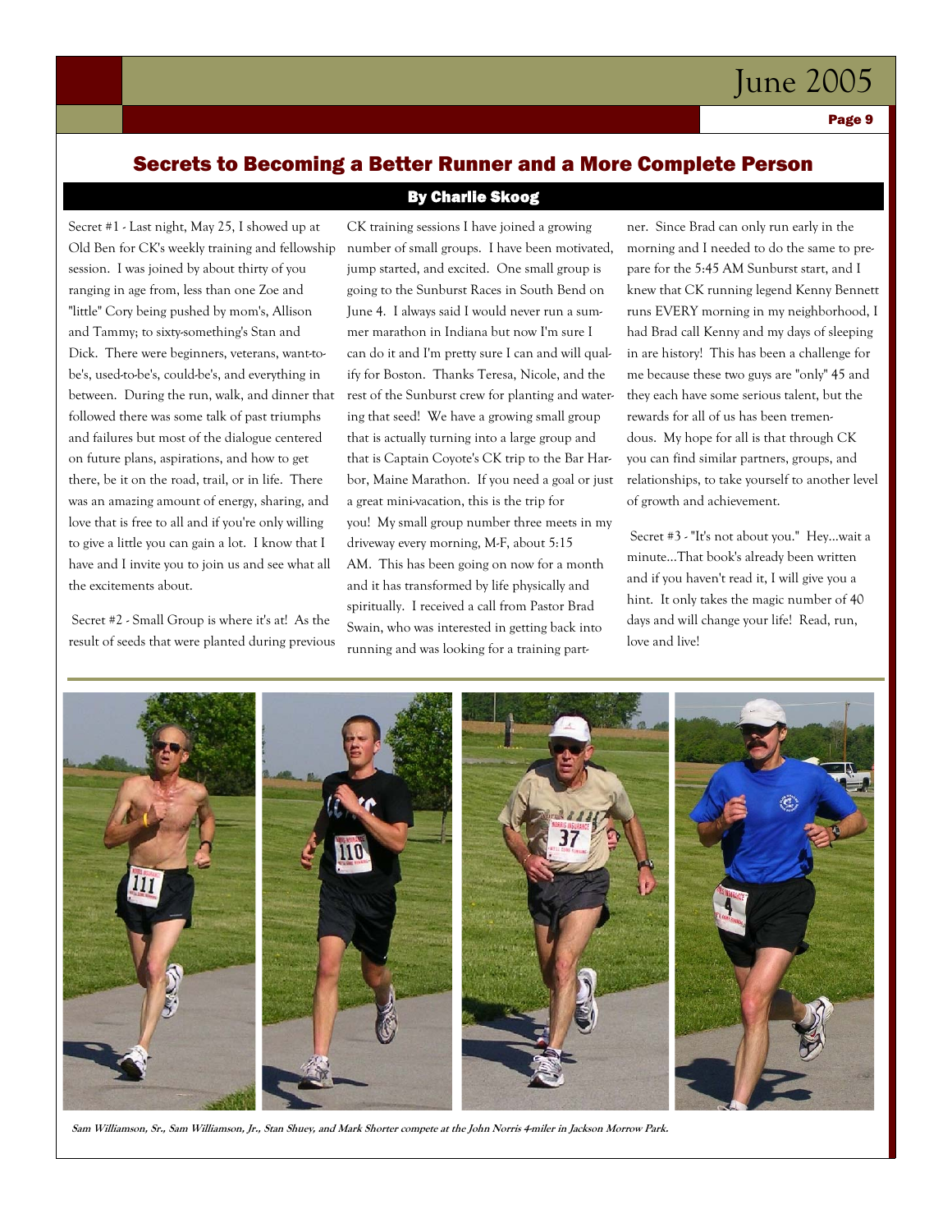## Secrets to Becoming a Better Runner and a More Complete Person

**By Charlie Skoog**

Secret #1 - Last night, May 25, I showed up at Old Ben for CK's weekly training and fellowship session. I was joined by about thirty of you ranging in age from, less than one Zoe and "little" Cory being pushed by mom's, Allison and Tammy; to sixty-something's Stan and Dick. There were beginners, veterans, want-to-be's, used-to-be's, could-be's, and everything in between. During the run, walk, and dinner that followed there was some talk of past triumphs and failures but most of the dialogue centered on future plans, aspirations, and how to get there, be it on the road, trail, or in life. There was an amazing amount of energy, sharing, and love that is free to all and if you're only willing to give a little you can gain a lot. I know that I have and I invite you to join us and see what all the excitements about.

Secret #2 - Small Group is where it's at! As the result of seeds that were planted during previous CK training sessions I have joined a growing number of small groups. I have been motivated, jump started, and excited. One small group is going to the Sunburst Races in South Bend on June 4. I always said I would never run a summer marathon in Indiana but now I'm sure I can do it and I'm pretty sure I can and will qualify for Boston. Thanks Teresa, Nicole, and the rest of the Sunburst crew for planting and watering that seed! We have a growing small group that is actually turning into a large group and that is Captain Coyote's CK trip to the Bar Harbor, Maine Marathon. If you need a goal or just a great mini-vacation, this is the trip for you! My small group number three meets in my driveway every morning, M-F, about 5:15 AM. This has been going on now for a month and it has transformed by life physically and spiritually. I received a call from Pastor Brad Swain, who was interested in getting back into running and was looking for a training partner. Since Brad can only run early in the morning and I needed to do the same to prepare for the 5:45 AM Sunburst start, and I knew that CK running legend Kenny Bennett runs EVERY morning in my neighborhood, I had Brad call Kenny and my days of sleeping in are history! This has been a challenge for me because these two guys are "only" 45 and they each have some serious talent, but the rewards for all of us has been tremendous. My hope for all is that through CK you can find similar partners, groups, and relationships, to take yourself to another level of growth and achievement.

Secret #3 - "It's not about you." Hey...wait a minute...That book's already been written and if you haven't read it, I will give you a hint. It only takes the magic number of 40 days and will change your life! Read, run, love and live!

**Sam Williamson, Sr., Sam Williamson, Jr., Stan Shuey, and Mark Shorter compete at the John Norris 4-miler in Jackson Morrow Park.**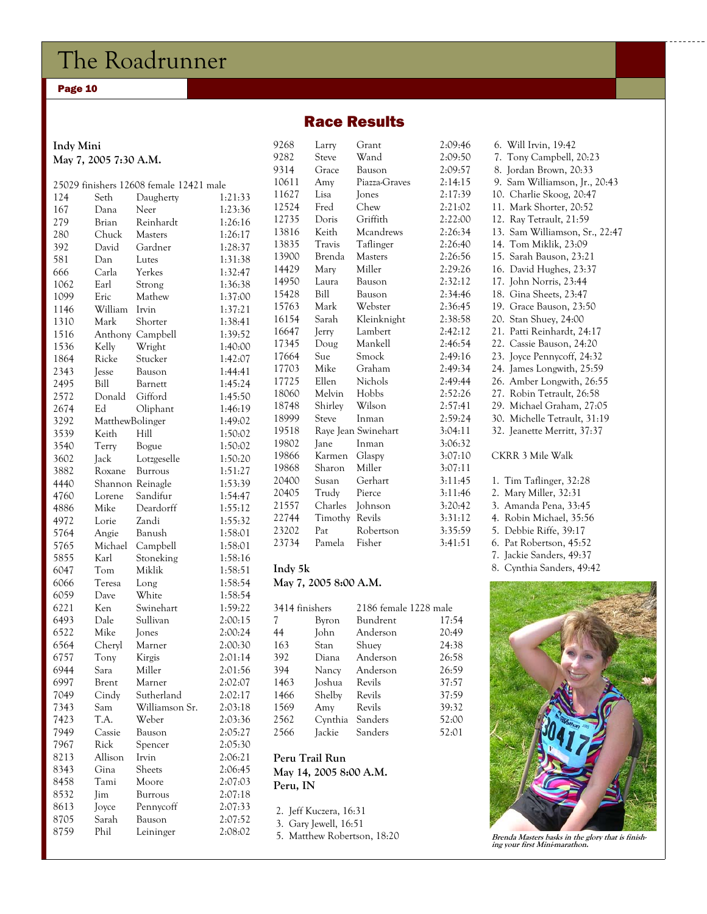## Race Results

**Indy Mini**
**May 7, 2005 7:30 A.M.**

25029 finishers 12608 female 12421 male

| | | | |
|---|---|---|---|
| 124 | Seth | Daugherty | 1:21:33 |
| 167 | Dana | Neer | 1:23:36 |
| 279 | Brian | Reinhardt | 1:26:16 |
| 280 | Chuck | Masters | 1:26:17 |
| 392 | David | Gardner | 1:28:37 |
| 581 | Dan | Lutes | 1:31:38 |
| 666 | Carla | Yerkes | 1:32:47 |
| 1062 | Earl | Strong | 1:36:38 |
| 1099 | Eric | Mathew | 1:37:00 |
| 1146 | William | Irvin | 1:37:21 |
| 1310 | Mark | Shorter | 1:38:41 |
| 1516 | Anthony | Campbell | 1:39:52 |
| 1536 | Kelly | Wright | 1:40:00 |
| 1864 | Ricke | Stucker | 1:42:07 |
| 2343 | Jesse | Bauson | 1:44:41 |
| 2495 | Bill | Barnett | 1:45:24 |
| 2572 | Donald | Gifford | 1:45:50 |
| 2674 | Ed | Oliphant | 1:46:19 |
| 3292 | Matthew | Bolinger | 1:49:02 |
| 3539 | Keith | Hill | 1:50:02 |
| 3540 | Terry | Bogue | 1:50:02 |
| 3602 | Jack | Lotzgeselle | 1:50:20 |
| 3882 | Roxane | Burrous | 1:51:27 |
| 4440 | Shannon | Reinagle | 1:53:39 |
| 4760 | Lorene | Sandifur | 1:54:47 |
| 4886 | Mike | Deardorff | 1:55:12 |
| 4972 | Lorie | Zandi | 1:55:32 |
| 5764 | Angie | Banush | 1:58:01 |
| 5765 | Michael | Campbell | 1:58:01 |
| 5855 | Karl | Stoneking | 1:58:16 |
| 6047 | Tom | Miklik | 1:58:51 |
| 6066 | Teresa | Long | 1:58:54 |
| 6059 | Dave | White | 1:58:54 |
| 6221 | Ken | Swinehart | 1:59:22 |
| 6493 | Dale | Sullivan | 2:00:15 |
| 6522 | Mike | Jones | 2:00:24 |
| 6564 | Cheryl | Marner | 2:00:30 |
| 6757 | Tony | Kirgis | 2:01:14 |
| 6944 | Sara | Miller | 2:01:56 |
| 6997 | Brent | Marner | 2:02:07 |
| 7049 | Cindy | Sutherland | 2:02:17 |
| 7343 | Sam | Williamson Sr. | 2:03:18 |
| 7423 | T.A. | Weber | 2:03:36 |
| 7949 | Cassie | Bauson | 2:05:27 |
| 7967 | Rick | Spencer | 2:05:30 |
| 8213 | Allison | Irvin | 2:06:21 |
| 8343 | Gina | Sheets | 2:06:45 |
| 8458 | Tami | Moore | 2:07:03 |
| 8532 | Jim | Burrous | 2:07:18 |
| 8613 | Joyce | Pennycoff | 2:07:33 |
| 8705 | Sarah | Bauson | 2:07:52 |
| 8759 | Phil | Leininger | 2:08:02 |
| 9268 | Larry | Grant | 2:09:46 |
| 9282 | Steve | Wand | 2:09:50 |
| 9314 | Grace | Bauson | 2:09:57 |
| 10611 | Amy | Piazza-Graves | 2:14:15 |
| 11627 | Lisa | Jones | 2:17:39 |
| 12524 | Fred | Chew | 2:21:02 |
| 12735 | Doris | Griffith | 2:22:00 |
| 13816 | Keith | Mcandrews | 2:26:34 |
| 13835 | Travis | Taflinger | 2:26:40 |
| 13900 | Brenda | Masters | 2:26:56 |
| 14429 | Mary | Miller | 2:29:26 |
| 14950 | Laura | Bauson | 2:32:12 |
| 15428 | Bill | Bauson | 2:34:46 |
| 15763 | Mark | Webster | 2:36:45 |
| 16154 | Sarah | Kleinknight | 2:38:58 |
| 16647 | Jerry | Lambert | 2:42:12 |
| 17345 | Doug | Mankell | 2:46:54 |
| 17664 | Sue | Smock | 2:49:16 |
| 17703 | Mike | Graham | 2:49:34 |
| 17725 | Ellen | Nichols | 2:49:44 |
| 18060 | Melvin | Hobbs | 2:52:26 |
| 18748 | Shirley | Wilson | 2:57:41 |
| 18999 | Steve | Inman | 2:59:24 |
| 19518 | Raye Jean | Swinehart | 3:04:11 |
| 19802 | Jane | Inman | 3:06:32 |
| 19866 | Karmen | Glaspy | 3:07:10 |
| 19868 | Sharon | Miller | 3:07:11 |
| 20400 | Susan | Gerhart | 3:11:45 |
| 20405 | Trudy | Pierce | 3:11:46 |
| 21557 | Charles | Johnson | 3:20:42 |
| 22744 | Timothy | Revils | 3:31:12 |
| 23202 | Pat | Robertson | 3:35:59 |
| 23734 | Pamela | Fisher | 3:41:51 |

**Indy 5k**
**May 7, 2005 8:00 A.M.**

3414 finishers 2186 female 1228 male

| | | | |
|---|---|---|---|
| 7 | Byron | Bundrent | 17:54 |
| 44 | John | Anderson | 20:49 |
| 163 | Stan | Shuey | 24:38 |
| 392 | Diana | Anderson | 26:58 |
| 394 | Nancy | Anderson | 26:59 |
| 1463 | Joshua | Revils | 37:57 |
| 1466 | Shelby | Revils | 37:59 |
| 1569 | Amy | Revils | 39:32 |
| 2562 | Cynthia | Sanders | 52:00 |
| 2566 | Jackie | Sanders | 52:01 |

**Peru Trail Run**
**May 14, 2005 8:00 A.M.**
**Peru, IN**

2. Jeff Kuczera, 16:31
3. Gary Jewell, 16:51
5. Matthew Robertson, 18:20
6. Will Irvin, 19:42
7. Tony Campbell, 20:23
8. Jordan Brown, 20:33
9. Sam Williamson, Jr., 20:43
10. Charlie Skoog, 20:47
11. Mark Shorter, 20:52
12. Ray Tetrault, 21:59
13. Sam Williamson, Sr., 22:47
14. Tom Miklik, 23:09
15. Sarah Bauson, 23:21
16. David Hughes, 23:37
17. John Norris, 23:44
18. Gina Sheets, 23:47
19. Grace Bauson, 23:50
20. Stan Shuey, 24:00
21. Patti Reinhardt, 24:17
22. Cassie Bauson, 24:20
23. Joyce Pennycoff, 24:32
24. James Longwith, 25:59
26. Amber Longwith, 26:55
27. Robin Tetrault, 26:58
29. Michael Graham, 27:05
30. Michelle Tetrault, 31:19
32. Jeanette Merritt, 37:37

CKRR 3 Mile Walk

1. Tim Taflinger, 32:28
2. Mary Miller, 32:31
3. Amanda Pena, 33:45
4. Robin Michael, 35:56
5. Debbie Riffe, 39:17
6. Pat Robertson, 45:52
7. Jackie Sanders, 49:37
8. Cynthia Sanders, 49:42

*Brenda Masters basks in the glory that is finishing your first Mini-marathon.*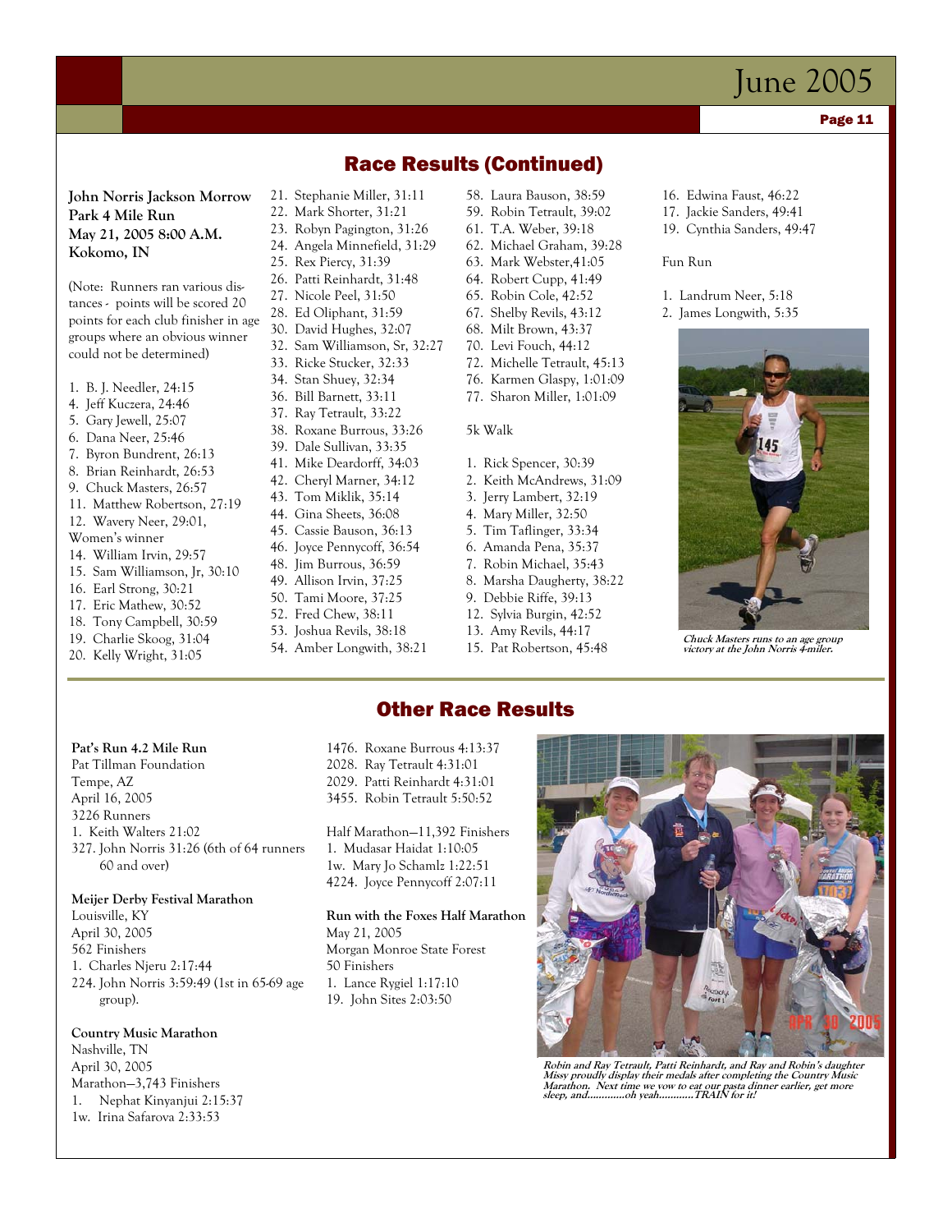## Race Results (Continued)

**John Norris Jackson Morrow Park 4 Mile Run**
**May 21, 2005 8:00 A.M.**
**Kokomo, IN**

(Note: Runners ran various distances - points will be scored 20 points for each club finisher in age groups where an obvious winner could not be determined)

1. B. J. Needler, 24:15
4. Jeff Kuczera, 24:46
5. Gary Jewell, 25:07
6. Dana Neer, 25:46
7. Byron Bundrent, 26:13
8. Brian Reinhardt, 26:53
9. Chuck Masters, 26:57
11. Matthew Robertson, 27:19
12. Wavery Neer, 29:01, Women's winner
14. William Irvin, 29:57
15. Sam Williamson, Jr, 30:10
16. Earl Strong, 30:21
17. Eric Mathew, 30:52
18. Tony Campbell, 30:59
19. Charlie Skoog, 31:04
20. Kelly Wright, 31:05
21. Stephanie Miller, 31:11
22. Mark Shorter, 31:21
23. Robyn Pagington, 31:26
24. Angela Minnefield, 31:29
25. Rex Piercy, 31:39
26. Patti Reinhardt, 31:48
27. Nicole Peel, 31:50
28. Ed Oliphant, 31:59
30. David Hughes, 32:07
32. Sam Williamson, Sr, 32:27
33. Ricke Stucker, 32:33
34. Stan Shuey, 32:34
36. Bill Barnett, 33:11
37. Ray Tetrault, 33:22
38. Roxane Burrous, 33:26
39. Dale Sullivan, 33:35
41. Mike Deardorff, 34:03
42. Cheryl Marner, 34:12
43. Tom Miklik, 35:14
44. Gina Sheets, 36:08
45. Cassie Bauson, 36:13
46. Joyce Pennycoff, 36:54
48. Jim Burrous, 36:59
49. Allison Irvin, 37:25
50. Tami Moore, 37:25
52. Fred Chew, 38:11
53. Joshua Revils, 38:18
54. Amber Longwith, 38:21
58. Laura Bauson, 38:59
59. Robin Tetrault, 39:02
61. T.A. Weber, 39:18
62. Michael Graham, 39:28
63. Mark Webster,41:05
64. Robert Cupp, 41:49
65. Robin Cole, 42:52
67. Shelby Revils, 43:12
68. Milt Brown, 43:37
70. Levi Fouch, 44:12
72. Michelle Tetrault, 45:13
76. Karmen Glaspy, 1:01:09
77. Sharon Miller, 1:01:09

5k Walk

1. Rick Spencer, 30:39
2. Keith McAndrews, 31:09
3. Jerry Lambert, 32:19
4. Mary Miller, 32:50
5. Tim Taflinger, 33:34
6. Amanda Pena, 35:37
7. Robin Michael, 35:43
8. Marsha Daugherty, 38:22
9. Debbie Riffe, 39:13
12. Sylvia Burgin, 42:52
13. Amy Revils, 44:17
15. Pat Robertson, 45:48
16. Edwina Faust, 46:22
17. Jackie Sanders, 49:41
19. Cynthia Sanders, 49:47

Fun Run

1. Landrum Neer, 5:18
2. James Longwith, 5:35

*Chuck Masters runs to an age group victory at the John Norris 4-miler.*

## Other Race Results

**Pat's Run 4.2 Mile Run**
Pat Tillman Foundation
Tempe, AZ
April 16, 2005
3226 Runners
1. Keith Walters 21:02
327. John Norris 31:26 (6th of 64 runners 60 and over)

**Meijer Derby Festival Marathon**
Louisville, KY
April 30, 2005
562 Finishers
1. Charles Njeru 2:17:44
224. John Norris 3:59:49 (1st in 65-69 age group).

**Country Music Marathon**
Nashville, TN
April 30, 2005
Marathon—3,743 Finishers
1. Nephat Kinyanjui 2:15:37
1w. Irina Safarova 2:33:53
1476. Roxane Burrous 4:13:37
2028. Ray Tetrault 4:31:01
2029. Patti Reinhardt 4:31:01
3455. Robin Tetrault 5:50:52

Half Marathon—11,392 Finishers
1. Mudasar Haidat 1:10:05
1w. Mary Jo Schamlz 1:22:51
4224. Joyce Pennycoff 2:07:11

**Run with the Foxes Half Marathon**
May 21, 2005
Morgan Monroe State Forest
50 Finishers
1. Lance Rygiel 1:17:10
19. John Sites 2:03:50

*Robin and Ray Tetrault, Patti Reinhardt, and Ray and Robin's daughter Missy proudly display their medals after completing the Country Music Marathon. Next time we vow to eat our pasta dinner earlier, get more sleep, and............oh yeah............TRAIN for it!*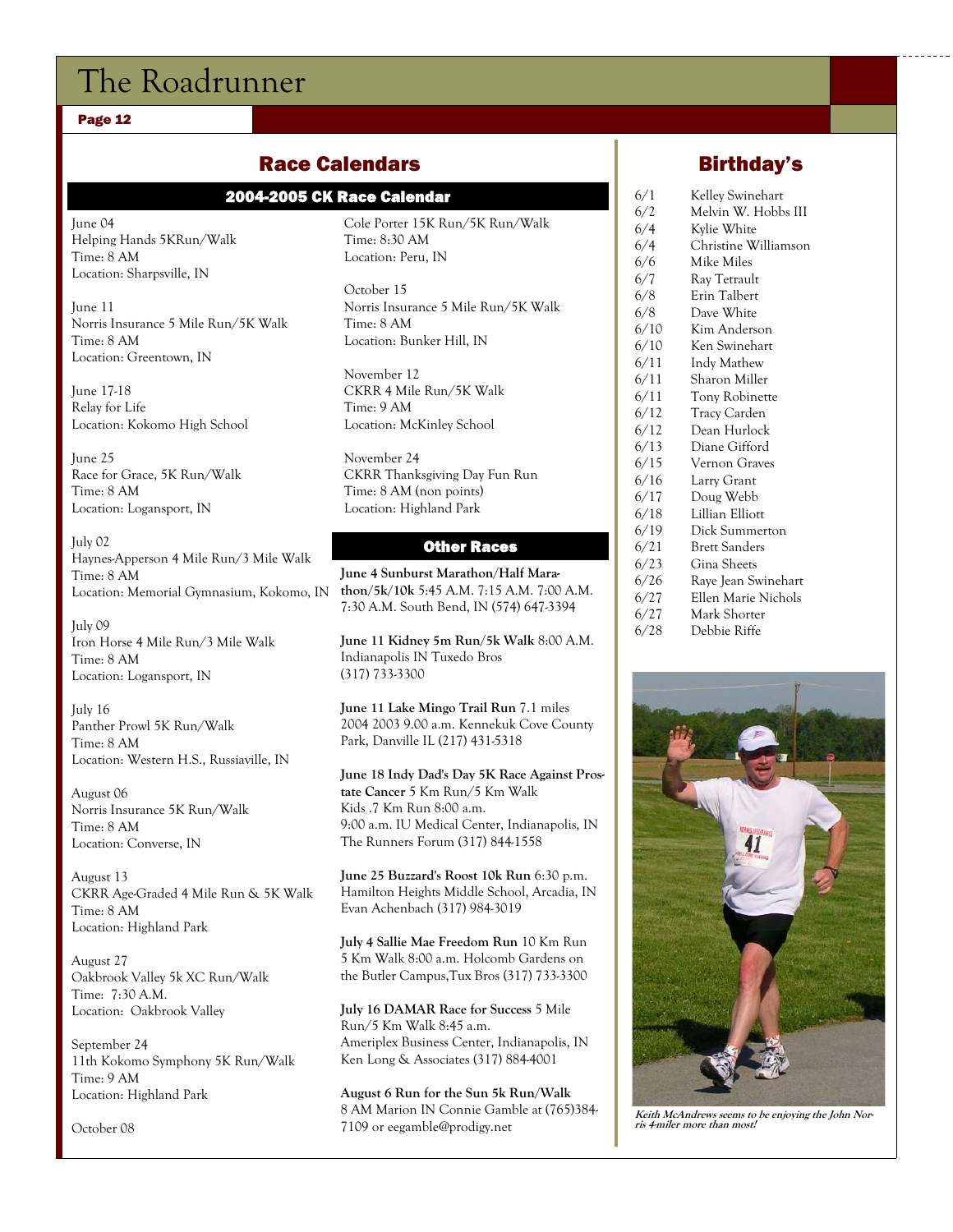## Race Calendars

### 2004-2005 CK Race Calendar

June 04
Helping Hands 5KRun/Walk
Time: 8 AM
Location: Sharpsville, IN

June 11
Norris Insurance 5 Mile Run/5K Walk
Time: 8 AM
Location: Greentown, IN

June 17-18
Relay for Life
Location: Kokomo High School

June 25
Race for Grace, 5K Run/Walk
Time: 8 AM
Location: Logansport, IN

July 02
Haynes-Apperson 4 Mile Run/3 Mile Walk
Time: 8 AM
Location: Memorial Gymnasium, Kokomo, IN

July 09
Iron Horse 4 Mile Run/3 Mile Walk
Time: 8 AM
Location: Logansport, IN

July 16
Panther Prowl 5K Run/Walk
Time: 8 AM
Location: Western H.S., Russiaville, IN

August 06
Norris Insurance 5K Run/Walk
Time: 8 AM
Location: Converse, IN

August 13
CKRR Age-Graded 4 Mile Run & 5K Walk
Time: 8 AM
Location: Highland Park

August 27
Oakbrook Valley 5k XC Run/Walk
Time: 7:30 A.M.
Location: Oakbrook Valley

September 24
11th Kokomo Symphony 5K Run/Walk
Time: 9 AM
Location: Highland Park

October 08
Cole Porter 15K Run/5K Run/Walk
Time: 8:30 AM
Location: Peru, IN

October 15
Norris Insurance 5 Mile Run/5K Walk
Time: 8 AM
Location: Bunker Hill, IN

November 12
CKRR 4 Mile Run/5K Walk
Time: 9 AM
Location: McKinley School

November 24
CKRR Thanksgiving Day Fun Run
Time: 8 AM (non points)
Location: Highland Park

### Other Races

**June 4 Sunburst Marathon/Half Marathon/5k/10k** 5:45 A.M. 7:15 A.M. 7:00 A.M. 7:30 A.M. South Bend, IN (574) 647-3394

**June 11 Kidney 5m Run/5k Walk** 8:00 A.M. Indianapolis IN Tuxedo Bros (317) 733-3300

**June 11 Lake Mingo Trail Run** 7.1 miles 2004 2003 9.00 a.m. Kennekuk Cove County Park, Danville IL (217) 431-5318

**June 18 Indy Dad's Day 5K Race Against Prostate Cancer** 5 Km Run/5 Km Walk Kids .7 Km Run 8:00 a.m. 9:00 a.m. IU Medical Center, Indianapolis, IN The Runners Forum (317) 844-1558

**June 25 Buzzard's Roost 10k Run** 6:30 p.m. Hamilton Heights Middle School, Arcadia, IN Evan Achenbach (317) 984-3019

**July 4 Sallie Mae Freedom Run** 10 Km Run 5 Km Walk 8:00 a.m. Holcomb Gardens on the Butler Campus,Tux Bros (317) 733-3300

**July 16 DAMAR Race for Success** 5 Mile Run/5 Km Walk 8:45 a.m. Ameriplex Business Center, Indianapolis, IN Ken Long & Associates (317) 884-4001

**August 6 Run for the Sun 5k Run/Walk** 8 AM Marion IN Connie Gamble at (765)384-7109 or eegamble@prodigy.net

## Birthday's

| | |
|---|---|
| 6/1 | Kelley Swinehart |
| 6/2 | Melvin W. Hobbs III |
| 6/4 | Kylie White |
| 6/4 | Christine Williamson |
| 6/6 | Mike Miles |
| 6/7 | Ray Tetrault |
| 6/8 | Erin Talbert |
| 6/8 | Dave White |
| 6/10 | Kim Anderson |
| 6/10 | Ken Swinehart |
| 6/11 | Indy Mathew |
| 6/11 | Sharon Miller |
| 6/11 | Tony Robinette |
| 6/12 | Tracy Carden |
| 6/12 | Dean Hurlock |
| 6/13 | Diane Gifford |
| 6/15 | Vernon Graves |
| 6/16 | Larry Grant |
| 6/17 | Doug Webb |
| 6/18 | Lillian Elliott |
| 6/19 | Dick Summerton |
| 6/21 | Brett Sanders |
| 6/23 | Gina Sheets |
| 6/26 | Raye Jean Swinehart |
| 6/27 | Ellen Marie Nichols |
| 6/27 | Mark Shorter |
| 6/28 | Debbie Riffe |

*Keith McAndrews seems to be enjoying the John Norris 4-miler more than most!*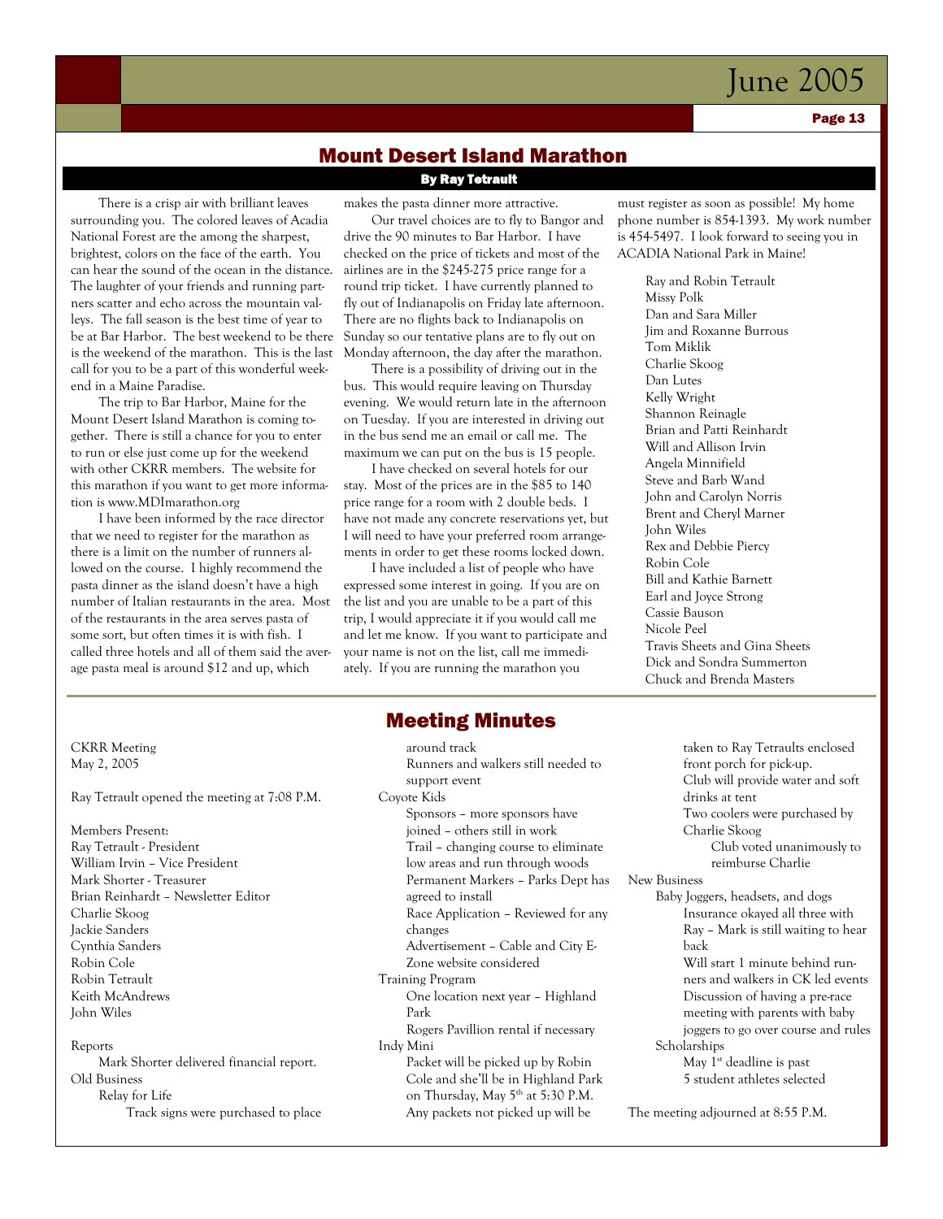## Mount Desert Island Marathon

**By Ray Tetrault**

There is a crisp air with brilliant leaves surrounding you. The colored leaves of Acadia National Forest are the among the sharpest, brightest, colors on the face of the earth. You can hear the sound of the ocean in the distance. The laughter of your friends and running partners scatter and echo across the mountain valleys. The fall season is the best time of year to be at Bar Harbor. The best weekend to be there is the weekend of the marathon. This is the last call for you to be a part of this wonderful weekend in a Maine Paradise.

The trip to Bar Harbor, Maine for the Mount Desert Island Marathon is coming together. There is still a chance for you to enter to run or else just come up for the weekend with other CKRR members. The website for this marathon if you want to get more information is www.MDImarathon.org

I have been informed by the race director that we need to register for the marathon as there is a limit on the number of runners allowed on the course. I highly recommend the pasta dinner as the island doesn't have a high number of Italian restaurants in the area. Most of the restaurants in the area serves pasta of some sort, but often times it is with fish. I called three hotels and all of them said the average pasta meal is around $12 and up, which makes the pasta dinner more attractive.

Our travel choices are to fly to Bangor and drive the 90 minutes to Bar Harbor. I have checked on the price of tickets and most of the airlines are in the $245-275 price range for a round trip ticket. I have currently planned to fly out of Indianapolis on Friday late afternoon. There are no flights back to Indianapolis on Sunday so our tentative plans are to fly out on Monday afternoon, the day after the marathon.

There is a possibility of driving out in the bus. This would require leaving on Thursday evening. We would return late in the afternoon on Tuesday. If you are interested in driving out in the bus send me an email or call me. The maximum we can put on the bus is 15 people.

I have checked on several hotels for our stay. Most of the prices are in the $85 to 140 price range for a room with 2 double beds. I have not made any concrete reservations yet, but I will need to have your preferred room arrangements in order to get these rooms locked down.

I have included a list of people who have expressed some interest in going. If you are on the list and you are unable to be a part of this trip, I would appreciate it if you would call me and let me know. If you want to participate and your name is not on the list, call me immediately. If you are running the marathon you must register as soon as possible! My home phone number is 854-1393. My work number is 454-5497. I look forward to seeing you in ACADIA National Park in Maine!

Ray and Robin Tetrault
Missy Polk
Dan and Sara Miller
Jim and Roxanne Burrous
Tom Miklik
Charlie Skoog
Dan Lutes
Kelly Wright
Shannon Reinagle
Brian and Patti Reinhardt
Will and Allison Irvin
Angela Minnifield
Steve and Barb Wand
John and Carolyn Norris
Brent and Cheryl Marner
John Wiles
Rex and Debbie Piercy
Robin Cole
Bill and Kathie Barnett
Earl and Joyce Strong
Cassie Bauson
Nicole Peel
Travis Sheets and Gina Sheets
Dick and Sondra Summerton
Chuck and Brenda Masters

## Meeting Minutes

CKRR Meeting
May 2, 2005

Ray Tetrault opened the meeting at 7:08 P.M.

Members Present:
Ray Tetrault - President
William Irvin – Vice President
Mark Shorter - Treasurer
Brian Reinhardt – Newsletter Editor
Charlie Skoog
Jackie Sanders
Cynthia Sanders
Robin Cole
Robin Tetrault
Keith McAndrews
John Wiles

Reports
- Mark Shorter delivered financial report.

Old Business
- Relay for Life
  - Track signs were purchased to place around track
  - Runners and walkers still needed to support event
- Coyote Kids
  - Sponsors – more sponsors have joined – others still in work
  - Trail – changing course to eliminate low areas and run through woods
  - Permanent Markers – Parks Dept has agreed to install
  - Race Application – Reviewed for any changes
  - Advertisement – Cable and City E-Zone website considered
- Training Program
  - One location next year – Highland Park
  - Rogers Pavillion rental if necessary
- Indy Mini
  - Packet will be picked up by Robin Cole and she'll be in Highland Park on Thursday, May 5th at 5:30 P.M.
  - Any packets not picked up will be taken to Ray Tetraults enclosed front porch for pick-up.
  - Club will provide water and soft drinks at tent
  - Two coolers were purchased by Charlie Skoog
    - Club voted unanimously to reimburse Charlie

New Business
- Baby Joggers, headsets, and dogs
  - Insurance okayed all three with Ray – Mark is still waiting to hear back
  - Will start 1 minute behind runners and walkers in CK led events
  - Discussion of having a pre-race meeting with parents with baby joggers to go over course and rules
- Scholarships
  - May 1st deadline is past
  - 5 student athletes selected

The meeting adjourned at 8:55 P.M.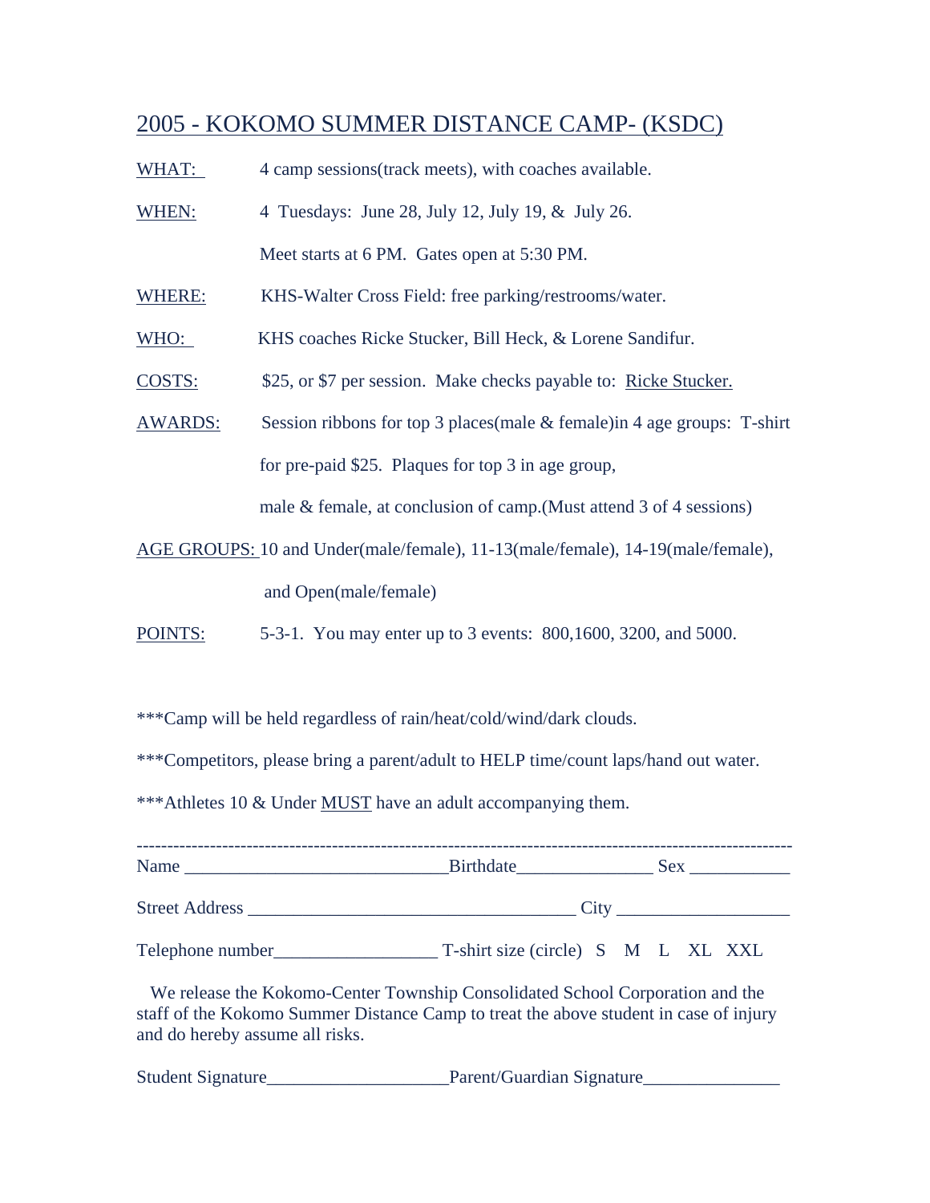# 2005 - KOKOMO SUMMER DISTANCE CAMP- (KSDC)

WHAT: 4 camp sessions(track meets), with coaches available.

WHEN: 4 Tuesdays: June 28, July 12, July 19, & July 26.

Meet starts at 6 PM. Gates open at 5:30 PM.

WHERE: KHS-Walter Cross Field: free parking/restrooms/water.

WHO: KHS coaches Ricke Stucker, Bill Heck, & Lorene Sandifur.

COSTS: $25, or $7 per session. Make checks payable to: Ricke Stucker.

AWARDS: Session ribbons for top 3 places(male & female)in 4 age groups: T-shirt for pre-paid $25. Plaques for top 3 in age group, male & female, at conclusion of camp.(Must attend 3 of 4 sessions)

AGE GROUPS: 10 and Under(male/female), 11-13(male/female), 14-19(male/female), and Open(male/female)

POINTS: 5-3-1. You may enter up to 3 events: 800,1600, 3200, and 5000.

***Camp will be held regardless of rain/heat/cold/wind/dark clouds.

***Competitors, please bring a parent/adult to HELP time/count laps/hand out water.

***Athletes 10 & Under MUST have an adult accompanying them.

---

Name ____________________________Birthdate______________ Sex __________

Street Address ___________________________________ City __________________

Telephone number_________________ T-shirt size (circle) S M L XL XXL

We release the Kokomo-Center Township Consolidated School Corporation and the staff of the Kokomo Summer Distance Camp to treat the above student in case of injury and do hereby assume all risks.

Student Signature___________________Parent/Guardian Signature______________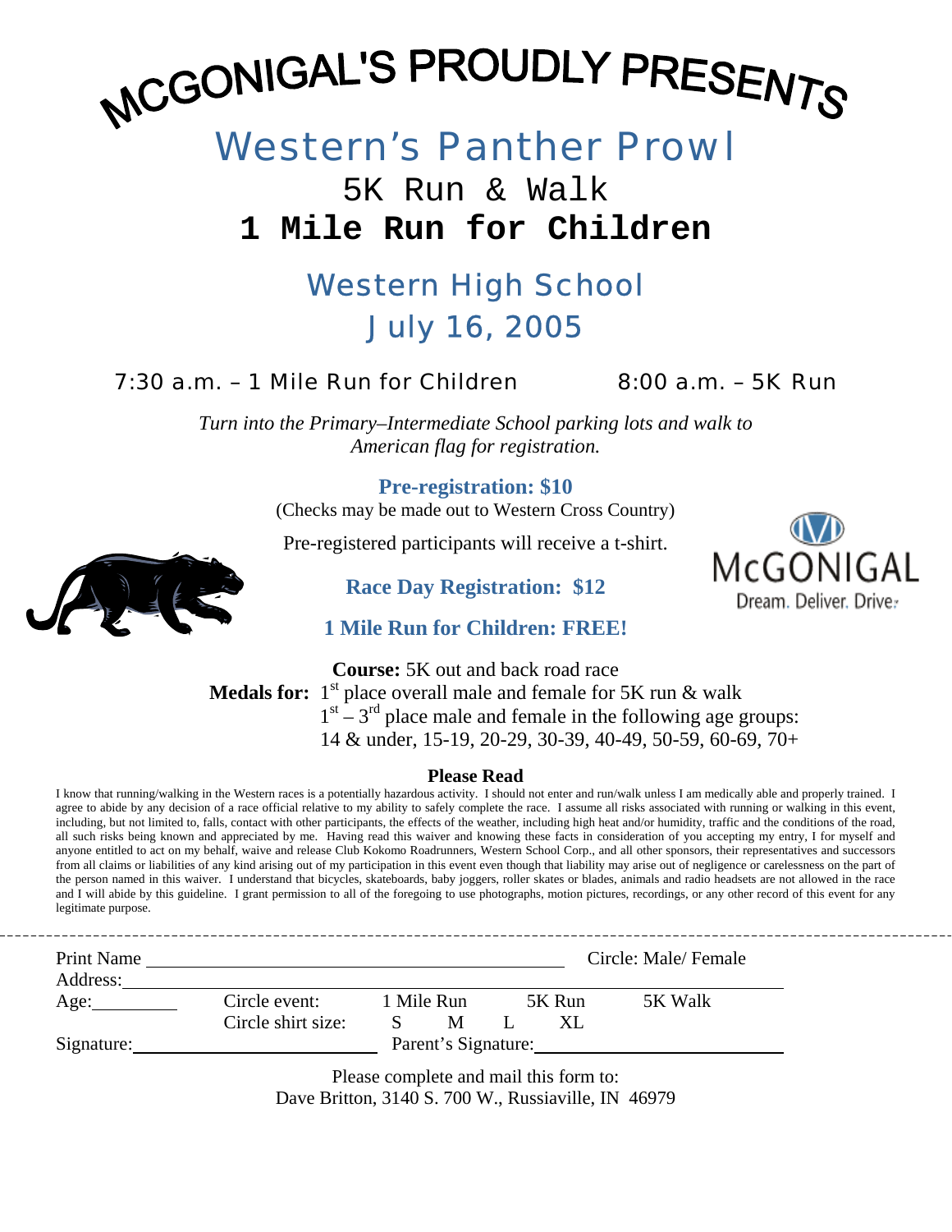# MCGONIGAL'S PROUDLY PRESENTS

# Western's Panther Prowl

## 5K Run & Walk

## 1 Mile Run for Children

## Western High School
## July 16, 2005

7:30 a.m. – 1 Mile Run for Children 8:00 a.m. – 5K Run

*Turn into the Primary–Intermediate School parking lots and walk to American flag for registration.*

**Pre-registration: $10**

(Checks may be made out to Western Cross Country)

Pre-registered participants will receive a t-shirt.

McGONIGAL
Dream. Deliver. Drive.

**Race Day Registration: $12**

**1 Mile Run for Children: FREE!**

**Course:** 5K out and back road race

**Medals for:** 1st place overall male and female for 5K run & walk
1st – 3rd place male and female in the following age groups:
14 & under, 15-19, 20-29, 30-39, 40-49, 50-59, 60-69, 70+

**Please Read**

I know that running/walking in the Western races is a potentially hazardous activity. I should not enter and run/walk unless I am medically able and properly trained. I agree to abide by any decision of a race official relative to my ability to safely complete the race. I assume all risks associated with running or walking in this event, including, but not limited to, falls, contact with other participants, the effects of the weather, including high heat and/or humidity, traffic and the conditions of the road, all such risks being known and appreciated by me. Having read this waiver and knowing these facts in consideration of you accepting my entry, I for myself and anyone entitled to act on my behalf, waive and release Club Kokomo Roadrunners, Western School Corp., and all other sponsors, their representatives and successors from all claims or liabilities of any kind arising out of my participation in this event even though that liability may arise out of negligence or carelessness on the part of the person named in this waiver. I understand that bicycles, skateboards, baby joggers, roller skates or blades, animals and radio headsets are not allowed in the race and I will abide by this guideline. I grant permission to all of the foregoing to use photographs, motion pictures, recordings, or any other record of this event for any legitimate purpose.

---

Print Name ______________________________ Circle: Male/ Female

Address: ______________________________

Age: ________ Circle event: 1 Mile Run 5K Run 5K Walk

Circle shirt size: S M L XL

Signature: ______________________ Parent's Signature: ______________________

Please complete and mail this form to:
Dave Britton, 3140 S. 700 W., Russiaville, IN 46979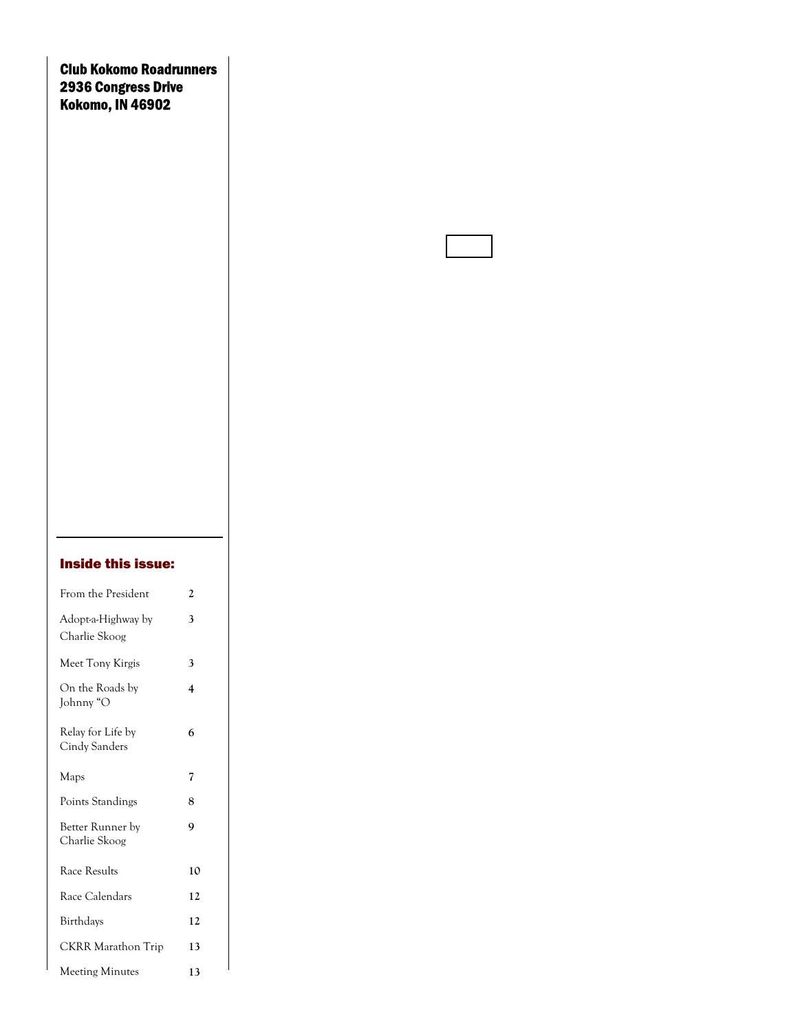**Club Kokomo Roadrunners**
**2936 Congress Drive**
**Kokomo, IN 46902**

## Inside this issue:

| | |
|---|---|
| From the President | 2 |
| Adopt-a-Highway by Charlie Skoog | 3 |
| Meet Tony Kirgis | 3 |
| On the Roads by Johnny "O | 4 |
| Relay for Life by Cindy Sanders | 6 |
| Maps | 7 |
| Points Standings | 8 |
| Better Runner by Charlie Skoog | 9 |
| Race Results | 10 |
| Race Calendars | 12 |
| Birthdays | 12 |
| CKRR Marathon Trip | 13 |
| Meeting Minutes | 13 |